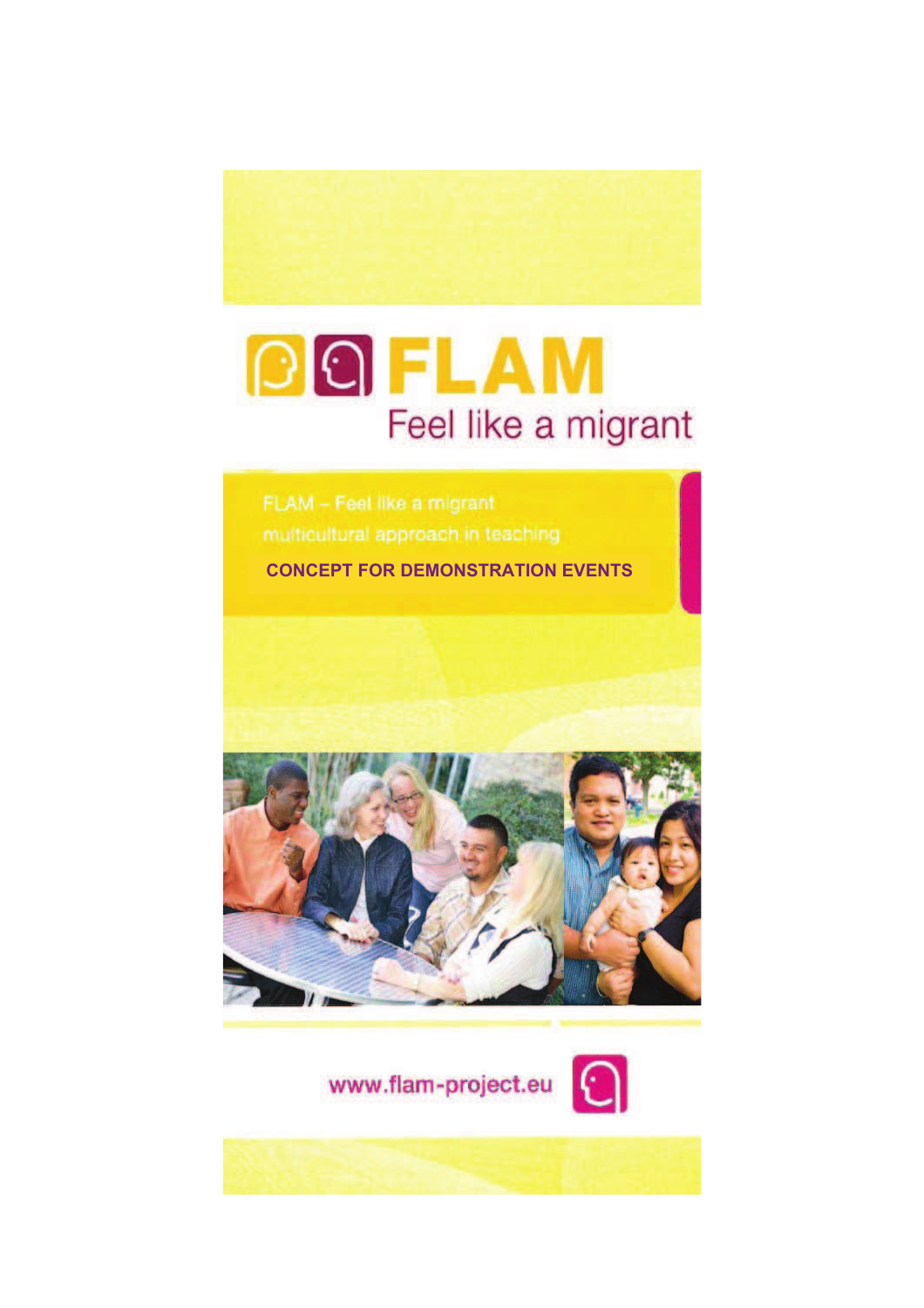# FLAM

Feel like a migrant

FLAM – Feel like a migrant

multicultural approach in teaching

**CONCEPT FOR DEMONSTRATION EVENTS**

www.flam-project.eu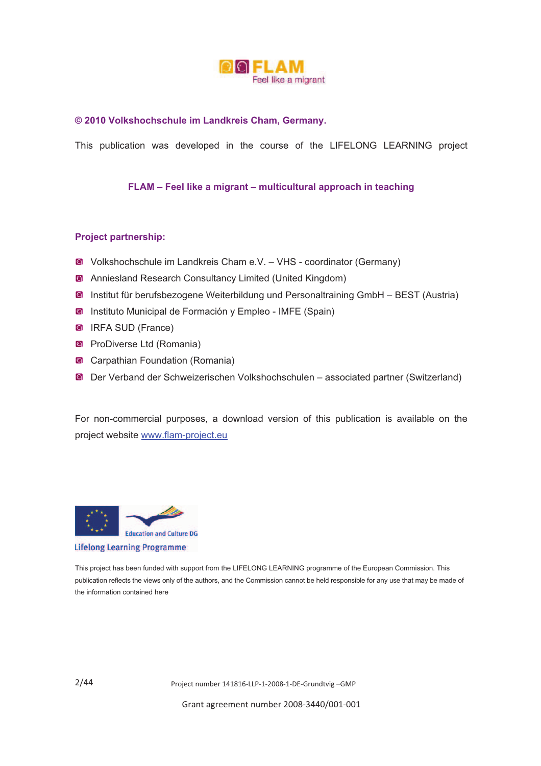**© 2010 Volkshochschule im Landkreis Cham, Germany.**

This publication was developed in the course of the LIFELONG LEARNING project

**FLAM – Feel like a migrant – multicultural approach in teaching**

**Project partnership:**

- Volkshochschule im Landkreis Cham e.V. – VHS - coordinator (Germany)
- Anniesland Research Consultancy Limited (United Kingdom)
- Institut für berufsbezogene Weiterbildung und Personaltraining GmbH – BEST (Austria)
- Instituto Municipal de Formación y Empleo - IMFE (Spain)
- IRFA SUD (France)
- ProDiverse Ltd (Romania)
- Carpathian Foundation (Romania)
- Der Verband der Schweizerischen Volkshochschulen – associated partner (Switzerland)

For non-commercial purposes, a download version of this publication is available on the project website www.flam-project.eu

Education and Culture DG

Lifelong Learning Programme

This project has been funded with support from the LIFELONG LEARNING programme of the European Commission. This publication reflects the views only of the authors, and the Commission cannot be held responsible for any use that may be made of the information contained here

Project number 141816-LLP-1-2008-1-DE-Grundtvig –GMP

Grant agreement number 2008-3440/001-001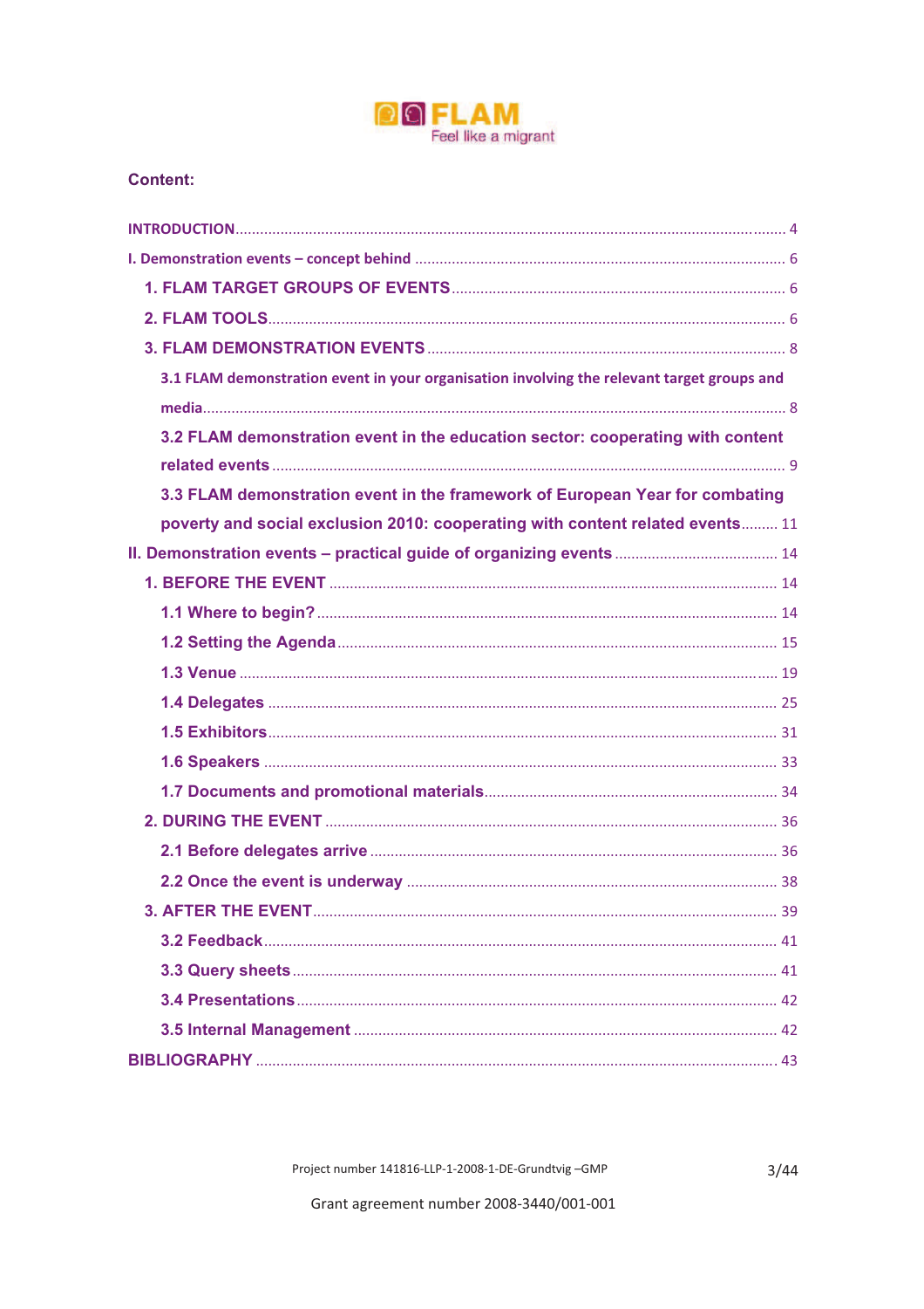FLAM
Feel like a migrant

**Content:**

- INTRODUCTION ........ 4
- I. Demonstration events – concept behind ........ 6
  - 1. FLAM TARGET GROUPS OF EVENTS ........ 6
  - 2. FLAM TOOLS ........ 6
  - 3. FLAM DEMONSTRATION EVENTS ........ 8
    - 3.1 FLAM demonstration event in your organisation involving the relevant target groups and media ........ 8
    - 3.2 FLAM demonstration event in the education sector: cooperating with content related events ........ 9
    - 3.3 FLAM demonstration event in the framework of European Year for combating poverty and social exclusion 2010: cooperating with content related events ........ 11
- II. Demonstration events – practical guide of organizing events ........ 14
  - 1. BEFORE THE EVENT ........ 14
    - 1.1 Where to begin? ........ 14
    - 1.2 Setting the Agenda ........ 15
    - 1.3 Venue ........ 19
    - 1.4 Delegates ........ 25
    - 1.5 Exhibitors ........ 31
    - 1.6 Speakers ........ 33
    - 1.7 Documents and promotional materials ........ 34
  - 2. DURING THE EVENT ........ 36
    - 2.1 Before delegates arrive ........ 36
    - 2.2 Once the event is underway ........ 38
  - 3. AFTER THE EVENT ........ 39
    - 3.2 Feedback ........ 41
    - 3.3 Query sheets ........ 41
    - 3.4 Presentations ........ 42
    - 3.5 Internal Management ........ 42
- BIBLIOGRAPHY ........ 43

Project number 141816-LLP-1-2008-1-DE-Grundtvig –GMP

Grant agreement number 2008-3440/001-001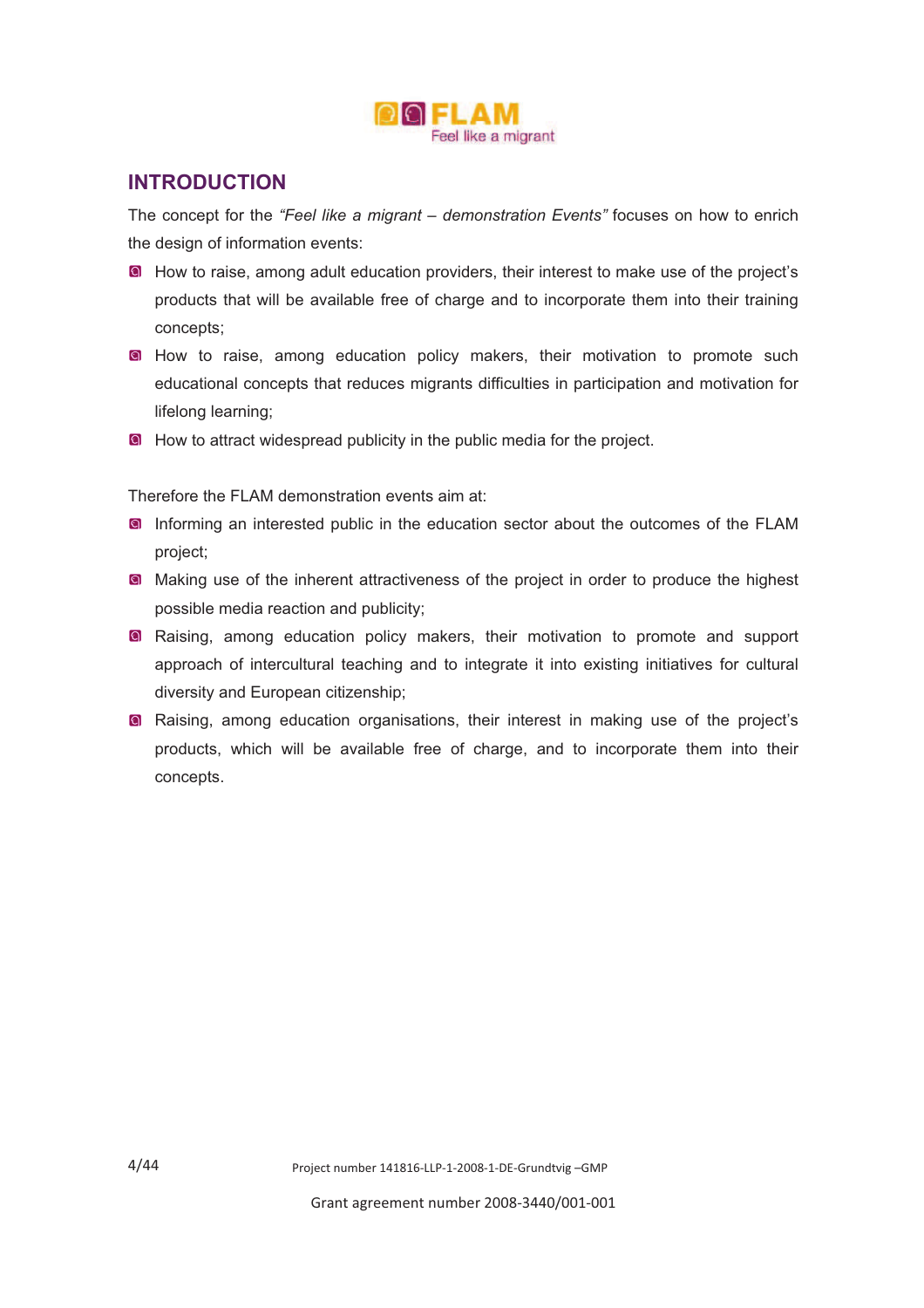## INTRODUCTION

The concept for the *"Feel like a migrant – demonstration Events"* focuses on how to enrich the design of information events:

- How to raise, among adult education providers, their interest to make use of the project's products that will be available free of charge and to incorporate them into their training concepts;
- How to raise, among education policy makers, their motivation to promote such educational concepts that reduces migrants difficulties in participation and motivation for lifelong learning;
- How to attract widespread publicity in the public media for the project.

Therefore the FLAM demonstration events aim at:

- Informing an interested public in the education sector about the outcomes of the FLAM project;
- Making use of the inherent attractiveness of the project in order to produce the highest possible media reaction and publicity;
- Raising, among education policy makers, their motivation to promote and support approach of intercultural teaching and to integrate it into existing initiatives for cultural diversity and European citizenship;
- Raising, among education organisations, their interest in making use of the project's products, which will be available free of charge, and to incorporate them into their concepts.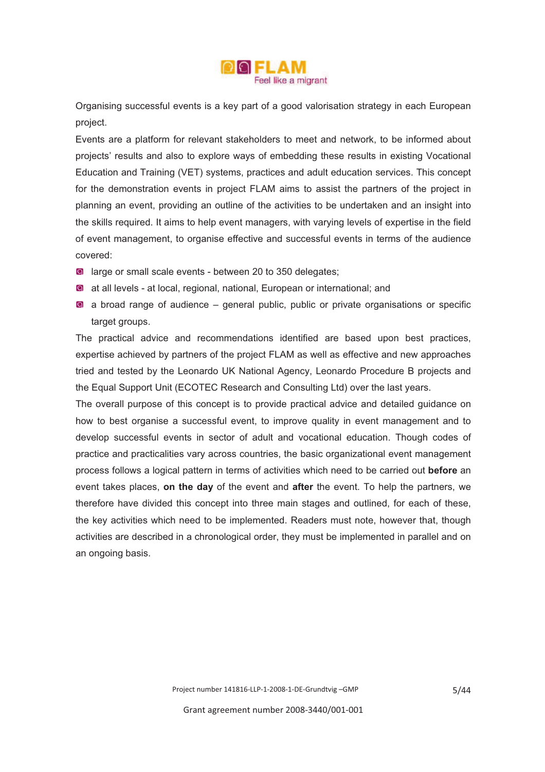Organising successful events is a key part of a good valorisation strategy in each European project.

Events are a platform for relevant stakeholders to meet and network, to be informed about projects' results and also to explore ways of embedding these results in existing Vocational Education and Training (VET) systems, practices and adult education services. This concept for the demonstration events in project FLAM aims to assist the partners of the project in planning an event, providing an outline of the activities to be undertaken and an insight into the skills required. It aims to help event managers, with varying levels of expertise in the field of event management, to organise effective and successful events in terms of the audience covered:

- large or small scale events - between 20 to 350 delegates;
- at all levels - at local, regional, national, European or international; and
- a broad range of audience – general public, public or private organisations or specific target groups.

The practical advice and recommendations identified are based upon best practices, expertise achieved by partners of the project FLAM as well as effective and new approaches tried and tested by the Leonardo UK National Agency, Leonardo Procedure B projects and the Equal Support Unit (ECOTEC Research and Consulting Ltd) over the last years.

The overall purpose of this concept is to provide practical advice and detailed guidance on how to best organise a successful event, to improve quality in event management and to develop successful events in sector of adult and vocational education. Though codes of practice and practicalities vary across countries, the basic organizational event management process follows a logical pattern in terms of activities which need to be carried out **before** an event takes places, **on the day** of the event and **after** the event. To help the partners, we therefore have divided this concept into three main stages and outlined, for each of these, the key activities which need to be implemented. Readers must note, however that, though activities are described in a chronological order, they must be implemented in parallel and on an ongoing basis.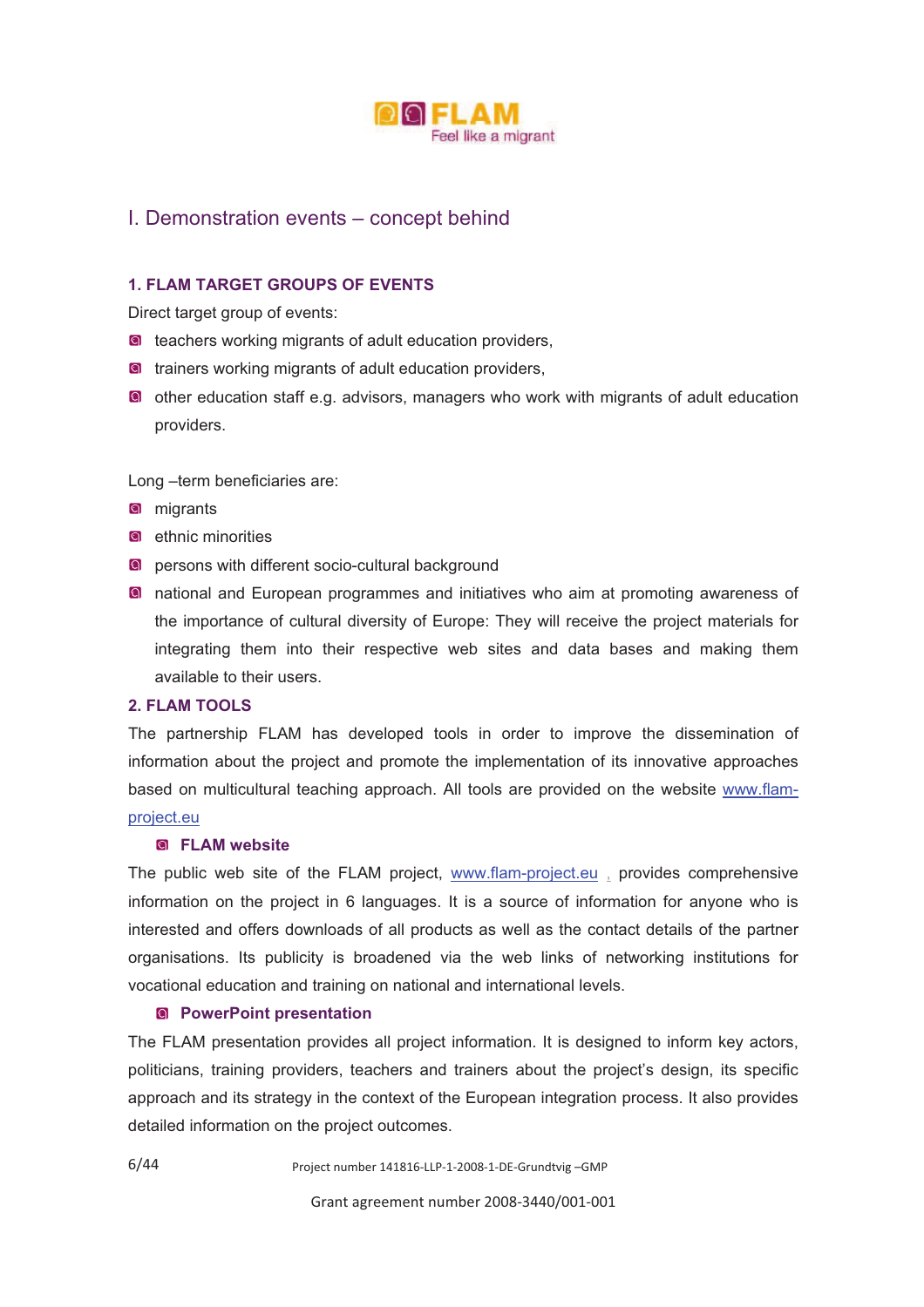# I. Demonstration events – concept behind

### 1. FLAM TARGET GROUPS OF EVENTS

Direct target group of events:

- teachers working migrants of adult education providers,
- trainers working migrants of adult education providers,
- other education staff e.g. advisors, managers who work with migrants of adult education providers.

Long –term beneficiaries are:

- migrants
- ethnic minorities
- persons with different socio-cultural background
- national and European programmes and initiatives who aim at promoting awareness of the importance of cultural diversity of Europe: They will receive the project materials for integrating them into their respective web sites and data bases and making them available to their users.

### 2. FLAM TOOLS

The partnership FLAM has developed tools in order to improve the dissemination of information about the project and promote the implementation of its innovative approaches based on multicultural teaching approach. All tools are provided on the website www.flam-project.eu

- **FLAM website**

The public web site of the FLAM project, www.flam-project.eu , provides comprehensive information on the project in 6 languages. It is a source of information for anyone who is interested and offers downloads of all products as well as the contact details of the partner organisations. Its publicity is broadened via the web links of networking institutions for vocational education and training on national and international levels.

- **PowerPoint presentation**

The FLAM presentation provides all project information. It is designed to inform key actors, politicians, training providers, teachers and trainers about the project's design, its specific approach and its strategy in the context of the European integration process. It also provides detailed information on the project outcomes.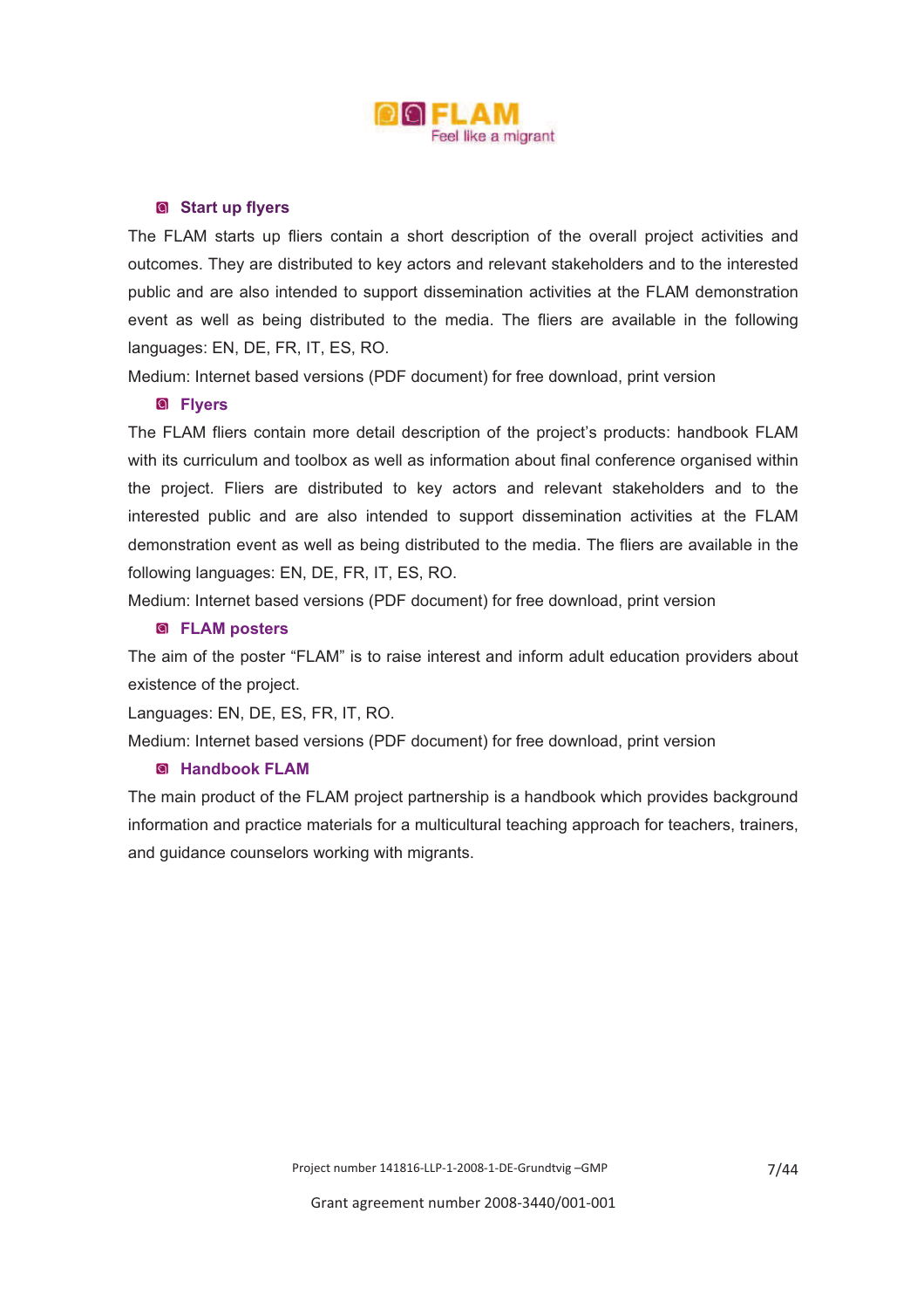### Start up flyers

The FLAM starts up fliers contain a short description of the overall project activities and outcomes. They are distributed to key actors and relevant stakeholders and to the interested public and are also intended to support dissemination activities at the FLAM demonstration event as well as being distributed to the media. The fliers are available in the following languages: EN, DE, FR, IT, ES, RO.

Medium: Internet based versions (PDF document) for free download, print version

### Flyers

The FLAM fliers contain more detail description of the project's products: handbook FLAM with its curriculum and toolbox as well as information about final conference organised within the project. Fliers are distributed to key actors and relevant stakeholders and to the interested public and are also intended to support dissemination activities at the FLAM demonstration event as well as being distributed to the media. The fliers are available in the following languages: EN, DE, FR, IT, ES, RO.

Medium: Internet based versions (PDF document) for free download, print version

### FLAM posters

The aim of the poster "FLAM" is to raise interest and inform adult education providers about existence of the project.

Languages: EN, DE, ES, FR, IT, RO.

Medium: Internet based versions (PDF document) for free download, print version

### Handbook FLAM

The main product of the FLAM project partnership is a handbook which provides background information and practice materials for a multicultural teaching approach for teachers, trainers, and guidance counselors working with migrants.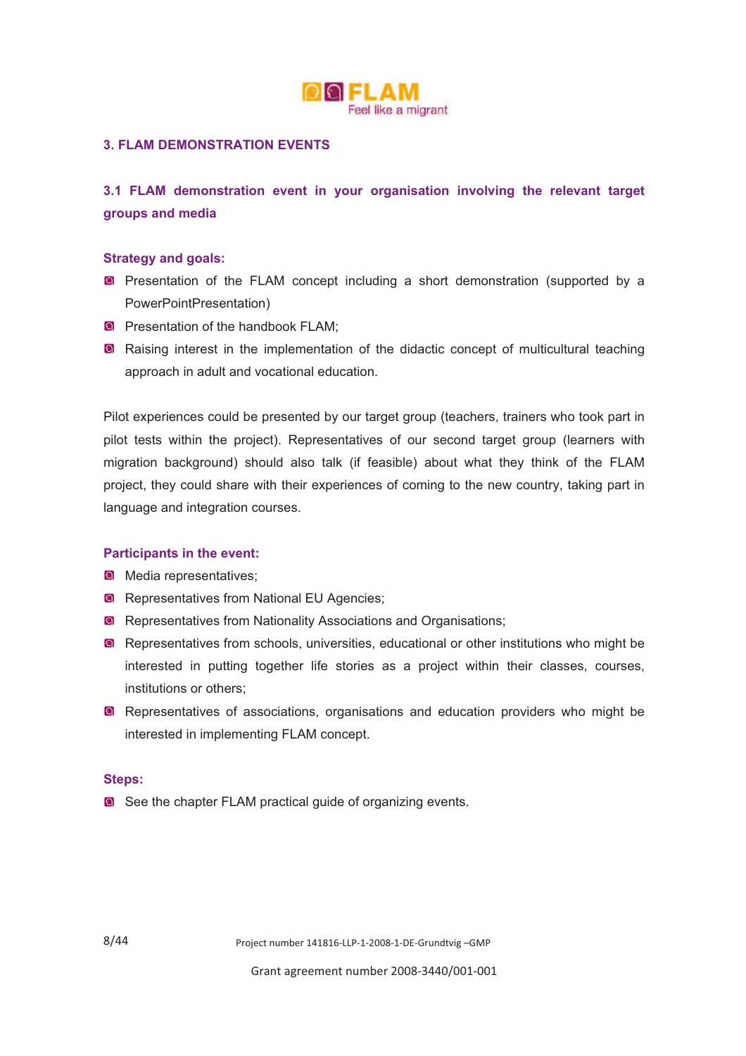## 3. FLAM DEMONSTRATION EVENTS

### 3.1 FLAM demonstration event in your organisation involving the relevant target groups and media

**Strategy and goals:**

- Presentation of the FLAM concept including a short demonstration (supported by a PowerPointPresentation)
- Presentation of the handbook FLAM;
- Raising interest in the implementation of the didactic concept of multicultural teaching approach in adult and vocational education.

Pilot experiences could be presented by our target group (teachers, trainers who took part in pilot tests within the project). Representatives of our second target group (learners with migration background) should also talk (if feasible) about what they think of the FLAM project, they could share with their experiences of coming to the new country, taking part in language and integration courses.

**Participants in the event:**

- Media representatives;
- Representatives from National EU Agencies;
- Representatives from Nationality Associations and Organisations;
- Representatives from schools, universities, educational or other institutions who might be interested in putting together life stories as a project within their classes, courses, institutions or others;
- Representatives of associations, organisations and education providers who might be interested in implementing FLAM concept.

**Steps:**

- See the chapter FLAM practical guide of organizing events.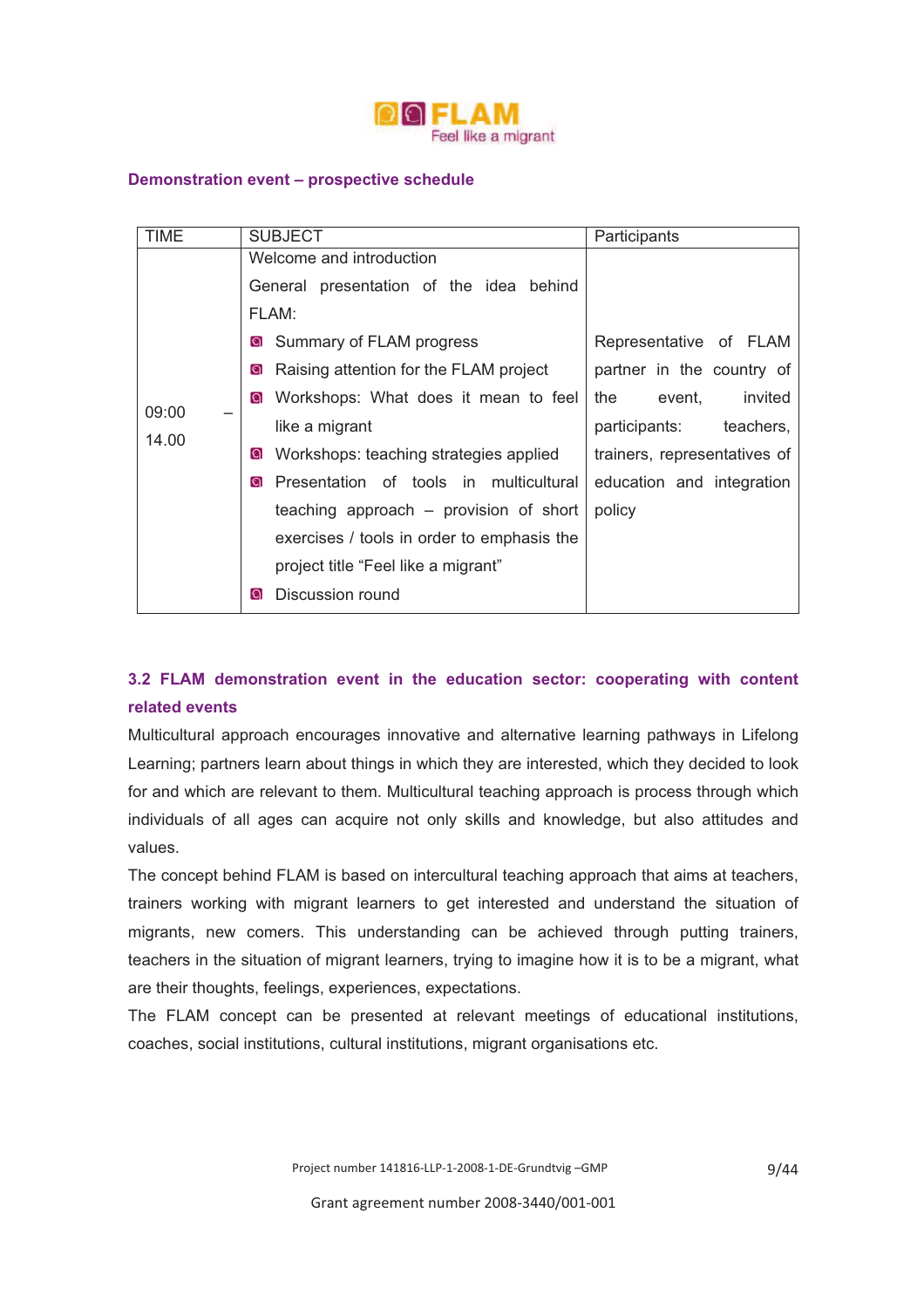FLAM
Feel like a migrant

**Demonstration event – prospective schedule**

| TIME | SUBJECT | Participants |
|---|---|---|
| 09:00 – 14.00 | Welcome and introduction<br>General presentation of the idea behind FLAM:<br>- Summary of FLAM progress<br>- Raising attention for the FLAM project<br>- Workshops: What does it mean to feel like a migrant<br>- Workshops: teaching strategies applied<br>- Presentation of tools in multicultural teaching approach – provision of short exercises / tools in order to emphasis the project title "Feel like a migrant"<br>- Discussion round | Representative of FLAM partner in the country of the event, invited participants: teachers, trainers, representatives of education and integration policy |

## 3.2 FLAM demonstration event in the education sector: cooperating with content related events

Multicultural approach encourages innovative and alternative learning pathways in Lifelong Learning; partners learn about things in which they are interested, which they decided to look for and which are relevant to them. Multicultural teaching approach is process through which individuals of all ages can acquire not only skills and knowledge, but also attitudes and values.

The concept behind FLAM is based on intercultural teaching approach that aims at teachers, trainers working with migrant learners to get interested and understand the situation of migrants, new comers. This understanding can be achieved through putting trainers, teachers in the situation of migrant learners, trying to imagine how it is to be a migrant, what are their thoughts, feelings, experiences, expectations.

The FLAM concept can be presented at relevant meetings of educational institutions, coaches, social institutions, cultural institutions, migrant organisations etc.

Project number 141816-LLP-1-2008-1-DE-Grundtvig –GMP

Grant agreement number 2008-3440/001-001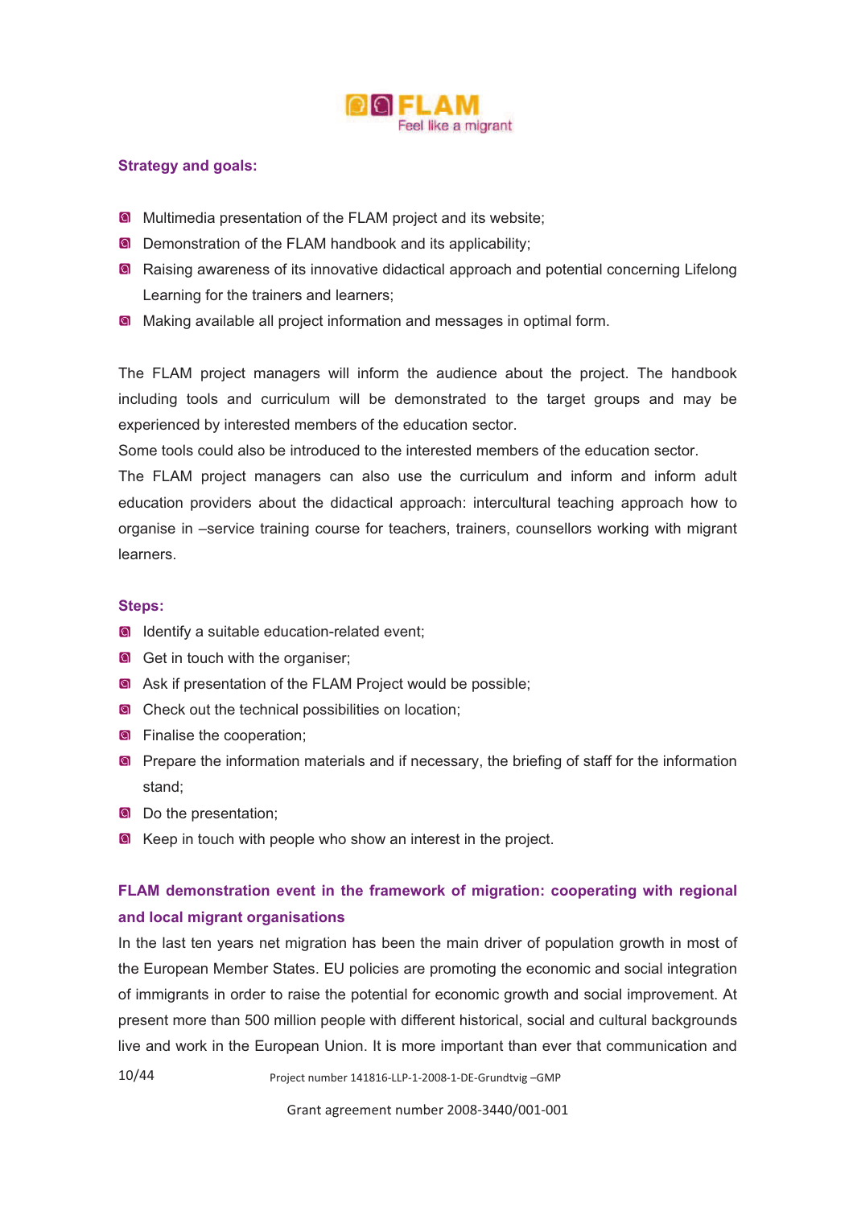**Strategy and goals:**

- Multimedia presentation of the FLAM project and its website;
- Demonstration of the FLAM handbook and its applicability;
- Raising awareness of its innovative didactical approach and potential concerning Lifelong Learning for the trainers and learners;
- Making available all project information and messages in optimal form.

The FLAM project managers will inform the audience about the project. The handbook including tools and curriculum will be demonstrated to the target groups and may be experienced by interested members of the education sector.

Some tools could also be introduced to the interested members of the education sector.

The FLAM project managers can also use the curriculum and inform and inform adult education providers about the didactical approach: intercultural teaching approach how to organise in –service training course for teachers, trainers, counsellors working with migrant learners.

**Steps:**

- Identify a suitable education-related event;
- Get in touch with the organiser;
- Ask if presentation of the FLAM Project would be possible;
- Check out the technical possibilities on location;
- Finalise the cooperation;
- Prepare the information materials and if necessary, the briefing of staff for the information stand;
- Do the presentation;
- Keep in touch with people who show an interest in the project.

**FLAM demonstration event in the framework of migration: cooperating with regional and local migrant organisations**

In the last ten years net migration has been the main driver of population growth in most of the European Member States. EU policies are promoting the economic and social integration of immigrants in order to raise the potential for economic growth and social improvement. At present more than 500 million people with different historical, social and cultural backgrounds live and work in the European Union. It is more important than ever that communication and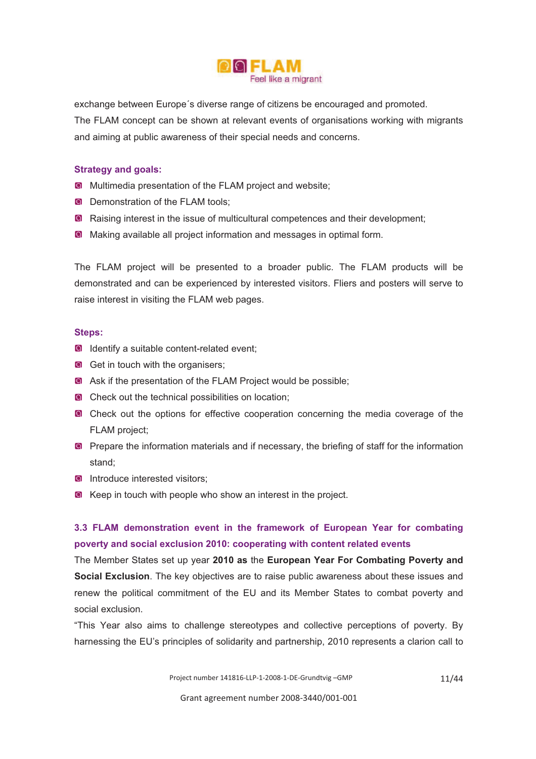exchange between Europe´s diverse range of citizens be encouraged and promoted.
The FLAM concept can be shown at relevant events of organisations working with migrants and aiming at public awareness of their special needs and concerns.

**Strategy and goals:**

- Multimedia presentation of the FLAM project and website;
- Demonstration of the FLAM tools;
- Raising interest in the issue of multicultural competences and their development;
- Making available all project information and messages in optimal form.

The FLAM project will be presented to a broader public. The FLAM products will be demonstrated and can be experienced by interested visitors. Fliers and posters will serve to raise interest in visiting the FLAM web pages.

**Steps:**

- Identify a suitable content-related event;
- Get in touch with the organisers;
- Ask if the presentation of the FLAM Project would be possible;
- Check out the technical possibilities on location;
- Check out the options for effective cooperation concerning the media coverage of the FLAM project;
- Prepare the information materials and if necessary, the briefing of staff for the information stand;
- Introduce interested visitors;
- Keep in touch with people who show an interest in the project.

### 3.3 FLAM demonstration event in the framework of European Year for combating poverty and social exclusion 2010: cooperating with content related events

The Member States set up year **2010 as** the **European Year For Combating Poverty and Social Exclusion**. The key objectives are to raise public awareness about these issues and renew the political commitment of the EU and its Member States to combat poverty and social exclusion.

“This Year also aims to challenge stereotypes and collective perceptions of poverty. By harnessing the EU’s principles of solidarity and partnership, 2010 represents a clarion call to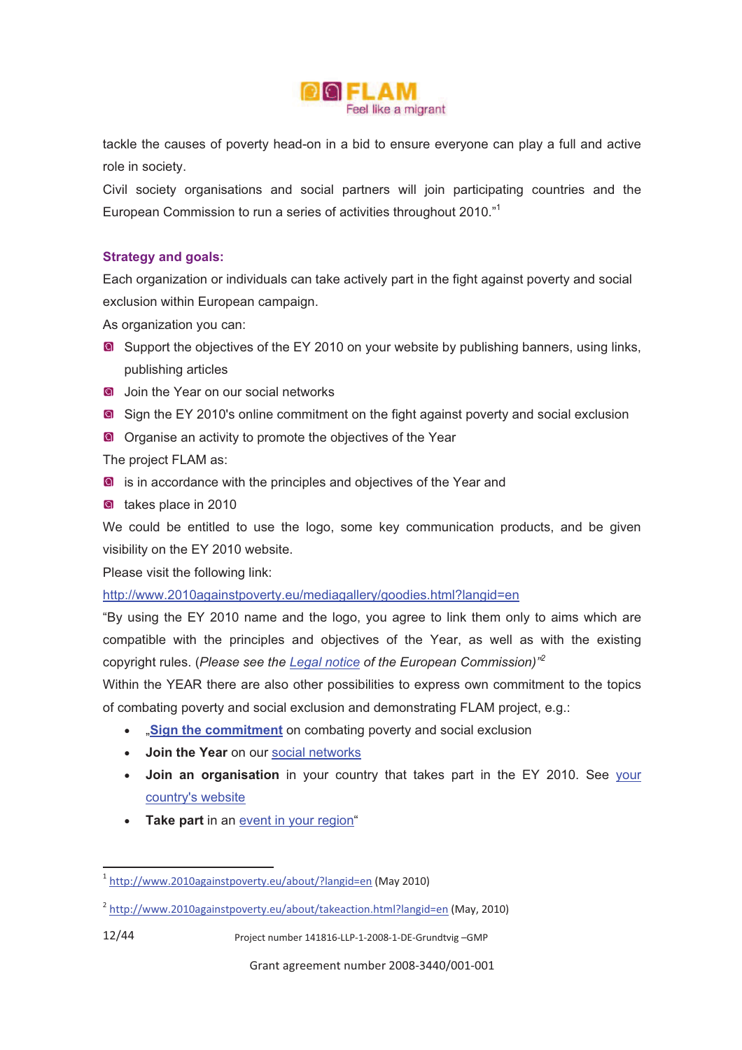tackle the causes of poverty head-on in a bid to ensure everyone can play a full and active role in society.

Civil society organisations and social partners will join participating countries and the European Commission to run a series of activities throughout 2010."[1]

### Strategy and goals:

Each organization or individuals can take actively part in the fight against poverty and social exclusion within European campaign.

As organization you can:

- Support the objectives of the EY 2010 on your website by publishing banners, using links, publishing articles
- Join the Year on our social networks
- Sign the EY 2010's online commitment on the fight against poverty and social exclusion
- Organise an activity to promote the objectives of the Year

The project FLAM as:

- is in accordance with the principles and objectives of the Year and
- takes place in 2010

We could be entitled to use the logo, some key communication products, and be given visibility on the EY 2010 website.

Please visit the following link:

http://www.2010againstpoverty.eu/mediagallery/goodies.html?langid=en

"By using the EY 2010 name and the logo, you agree to link them only to aims which are compatible with the principles and objectives of the Year, as well as with the existing copyright rules. (*Please see the Legal notice of the European Commission)*"[2]

Within the YEAR there are also other possibilities to express own commitment to the topics of combating poverty and social exclusion and demonstrating FLAM project, e.g.:

- „**Sign the commitment** on combating poverty and social exclusion
- **Join the Year** on our social networks
- **Join an organisation** in your country that takes part in the EY 2010. See your country's website
- **Take part** in an event in your region"

[1] http://www.2010againstpoverty.eu/about/?langid=en (May 2010)

[2] http://www.2010againstpoverty.eu/about/takeaction.html?langid=en (May, 2010)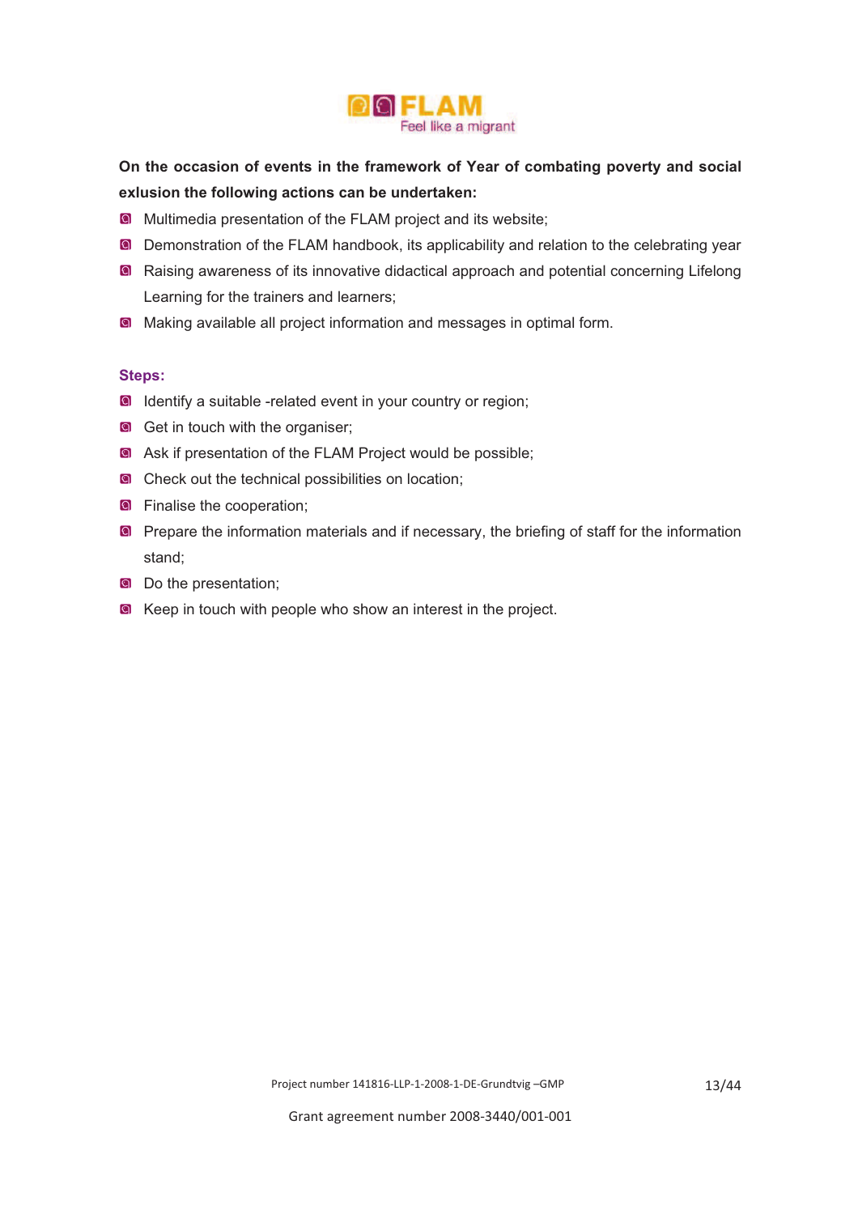**On the occasion of events in the framework of Year of combating poverty and social exlusion the following actions can be undertaken:**

- Multimedia presentation of the FLAM project and its website;
- Demonstration of the FLAM handbook, its applicability and relation to the celebrating year
- Raising awareness of its innovative didactical approach and potential concerning Lifelong Learning for the trainers and learners;
- Making available all project information and messages in optimal form.

**Steps:**

- Identify a suitable -related event in your country or region;
- Get in touch with the organiser;
- Ask if presentation of the FLAM Project would be possible;
- Check out the technical possibilities on location;
- Finalise the cooperation;
- Prepare the information materials and if necessary, the briefing of staff for the information stand;
- Do the presentation;
- Keep in touch with people who show an interest in the project.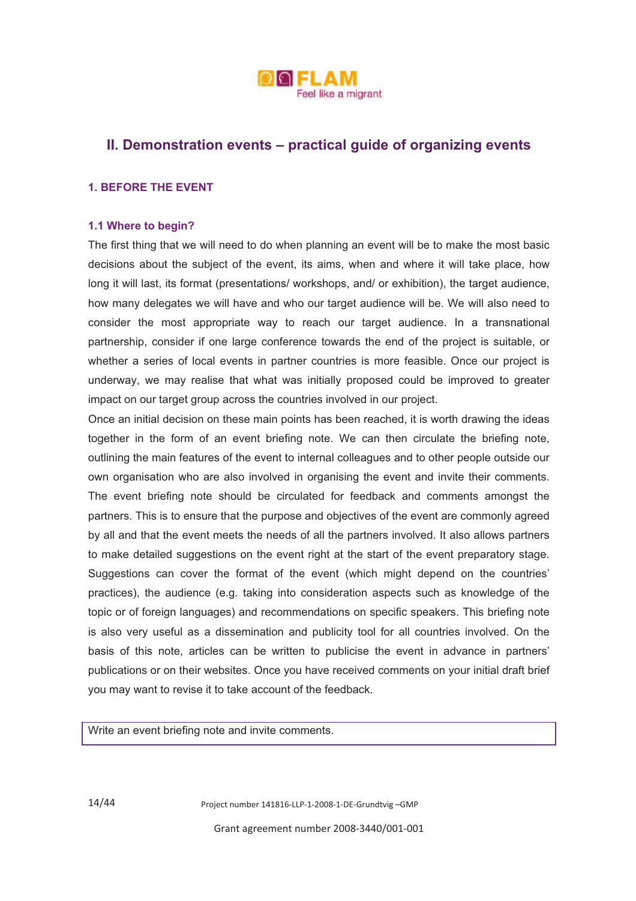## II. Demonstration events – practical guide of organizing events

### 1. BEFORE THE EVENT

#### 1.1 Where to begin?

The first thing that we will need to do when planning an event will be to make the most basic decisions about the subject of the event, its aims, when and where it will take place, how long it will last, its format (presentations/ workshops, and/ or exhibition), the target audience, how many delegates we will have and who our target audience will be. We will also need to consider the most appropriate way to reach our target audience. In a transnational partnership, consider if one large conference towards the end of the project is suitable, or whether a series of local events in partner countries is more feasible. Once our project is underway, we may realise that what was initially proposed could be improved to greater impact on our target group across the countries involved in our project.

Once an initial decision on these main points has been reached, it is worth drawing the ideas together in the form of an event briefing note. We can then circulate the briefing note, outlining the main features of the event to internal colleagues and to other people outside our own organisation who are also involved in organising the event and invite their comments. The event briefing note should be circulated for feedback and comments amongst the partners. This is to ensure that the purpose and objectives of the event are commonly agreed by all and that the event meets the needs of all the partners involved. It also allows partners to make detailed suggestions on the event right at the start of the event preparatory stage. Suggestions can cover the format of the event (which might depend on the countries' practices), the audience (e.g. taking into consideration aspects such as knowledge of the topic or of foreign languages) and recommendations on specific speakers. This briefing note is also very useful as a dissemination and publicity tool for all countries involved. On the basis of this note, articles can be written to publicise the event in advance in partners' publications or on their websites. Once you have received comments on your initial draft brief you may want to revise it to take account of the feedback.

| |
|---|
| Write an event briefing note and invite comments. |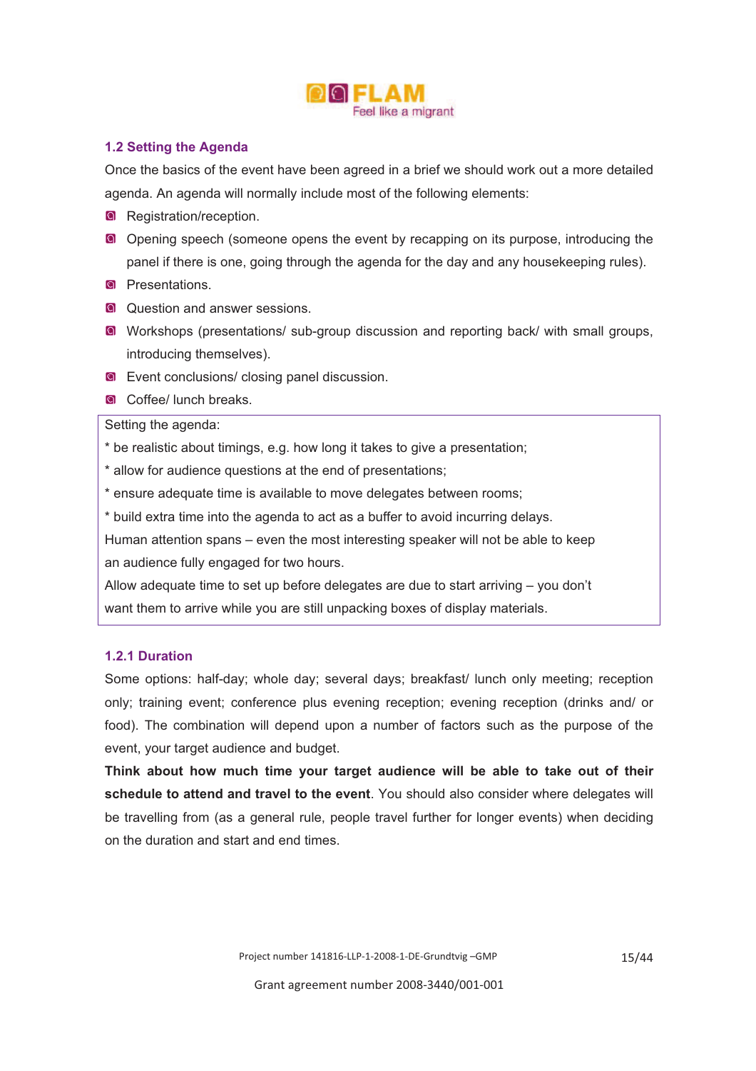### 1.2 Setting the Agenda

Once the basics of the event have been agreed in a brief we should work out a more detailed agenda. An agenda will normally include most of the following elements:

- Registration/reception.
- Opening speech (someone opens the event by recapping on its purpose, introducing the panel if there is one, going through the agenda for the day and any housekeeping rules).
- Presentations.
- Question and answer sessions.
- Workshops (presentations/ sub-group discussion and reporting back/ with small groups, introducing themselves).
- Event conclusions/ closing panel discussion.
- Coffee/ lunch breaks.

> Setting the agenda:
>
> * be realistic about timings, e.g. how long it takes to give a presentation;
> * allow for audience questions at the end of presentations;
> * ensure adequate time is available to move delegates between rooms;
> * build extra time into the agenda to act as a buffer to avoid incurring delays.
>
> Human attention spans – even the most interesting speaker will not be able to keep an audience fully engaged for two hours.
>
> Allow adequate time to set up before delegates are due to start arriving – you don't want them to arrive while you are still unpacking boxes of display materials.

#### 1.2.1 Duration

Some options: half-day; whole day; several days; breakfast/ lunch only meeting; reception only; training event; conference plus evening reception; evening reception (drinks and/ or food). The combination will depend upon a number of factors such as the purpose of the event, your target audience and budget.

**Think about how much time your target audience will be able to take out of their schedule to attend and travel to the event**. You should also consider where delegates will be travelling from (as a general rule, people travel further for longer events) when deciding on the duration and start and end times.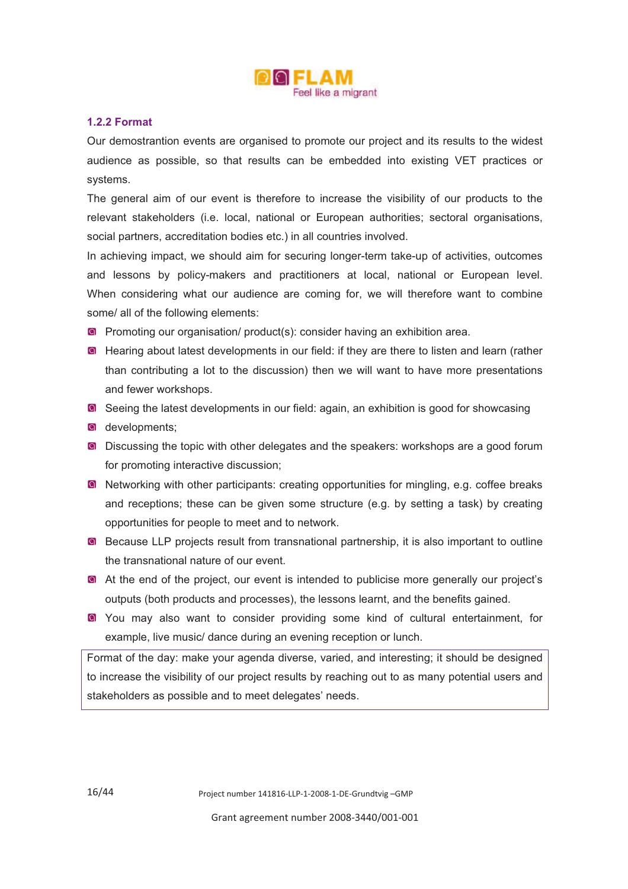### 1.2.2 Format

Our demostrantion events are organised to promote our project and its results to the widest audience as possible, so that results can be embedded into existing VET practices or systems.

The general aim of our event is therefore to increase the visibility of our products to the relevant stakeholders (i.e. local, national or European authorities; sectoral organisations, social partners, accreditation bodies etc.) in all countries involved.

In achieving impact, we should aim for securing longer-term take-up of activities, outcomes and lessons by policy-makers and practitioners at local, national or European level. When considering what our audience are coming for, we will therefore want to combine some/ all of the following elements:

- Promoting our organisation/ product(s): consider having an exhibition area.
- Hearing about latest developments in our field: if they are there to listen and learn (rather than contributing a lot to the discussion) then we will want to have more presentations and fewer workshops.
- Seeing the latest developments in our field: again, an exhibition is good for showcasing
- developments;
- Discussing the topic with other delegates and the speakers: workshops are a good forum for promoting interactive discussion;
- Networking with other participants: creating opportunities for mingling, e.g. coffee breaks and receptions; these can be given some structure (e.g. by setting a task) by creating opportunities for people to meet and to network.
- Because LLP projects result from transnational partnership, it is also important to outline the transnational nature of our event.
- At the end of the project, our event is intended to publicise more generally our project's outputs (both products and processes), the lessons learnt, and the benefits gained.
- You may also want to consider providing some kind of cultural entertainment, for example, live music/ dance during an evening reception or lunch.

Format of the day: make your agenda diverse, varied, and interesting; it should be designed to increase the visibility of our project results by reaching out to as many potential users and stakeholders as possible and to meet delegates' needs.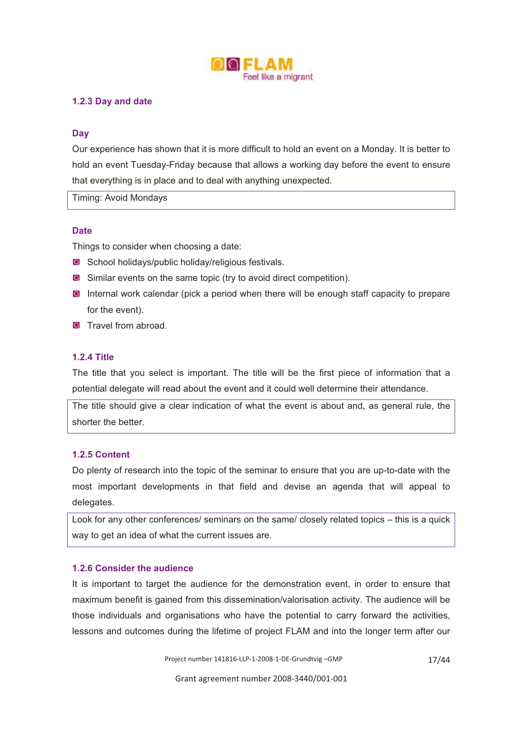### 1.2.3 Day and date

#### Day

Our experience has shown that it is more difficult to hold an event on a Monday. It is better to hold an event Tuesday-Friday because that allows a working day before the event to ensure that everything is in place and to deal with anything unexpected.

Timing: Avoid Mondays

#### Date

Things to consider when choosing a date:

- School holidays/public holiday/religious festivals.
- Similar events on the same topic (try to avoid direct competition).
- Internal work calendar (pick a period when there will be enough staff capacity to prepare for the event).
- Travel from abroad.

### 1.2.4 Title

The title that you select is important. The title will be the first piece of information that a potential delegate will read about the event and it could well determine their attendance.

The title should give a clear indication of what the event is about and, as general rule, the shorter the better.

### 1.2.5 Content

Do plenty of research into the topic of the seminar to ensure that you are up-to-date with the most important developments in that field and devise an agenda that will appeal to delegates.

Look for any other conferences/ seminars on the same/ closely related topics – this is a quick way to get an idea of what the current issues are.

### 1.2.6 Consider the audience

It is important to target the audience for the demonstration event, in order to ensure that maximum benefit is gained from this dissemination/valorisation activity. The audience will be those individuals and organisations who have the potential to carry forward the activities, lessons and outcomes during the lifetime of project FLAM and into the longer term after our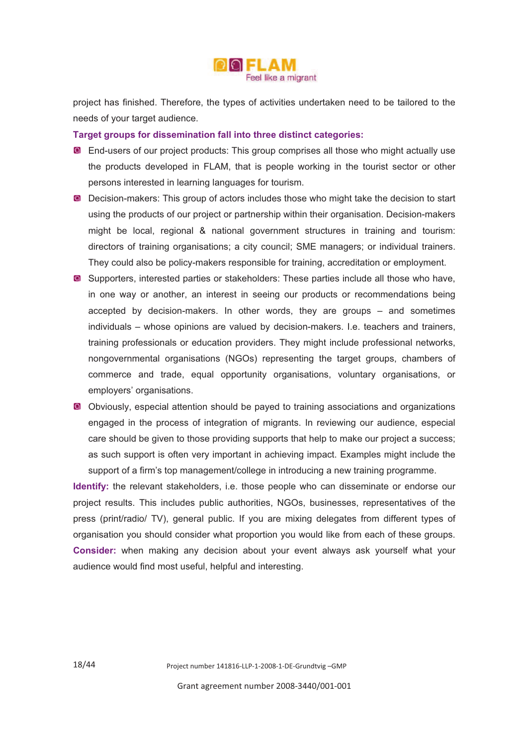project has finished. Therefore, the types of activities undertaken need to be tailored to the needs of your target audience.

**Target groups for dissemination fall into three distinct categories:**

- End-users of our project products: This group comprises all those who might actually use the products developed in FLAM, that is people working in the tourist sector or other persons interested in learning languages for tourism.
- Decision-makers: This group of actors includes those who might take the decision to start using the products of our project or partnership within their organisation. Decision-makers might be local, regional & national government structures in training and tourism: directors of training organisations; a city council; SME managers; or individual trainers. They could also be policy-makers responsible for training, accreditation or employment.
- Supporters, interested parties or stakeholders: These parties include all those who have, in one way or another, an interest in seeing our products or recommendations being accepted by decision-makers. In other words, they are groups – and sometimes individuals – whose opinions are valued by decision-makers. I.e. teachers and trainers, training professionals or education providers. They might include professional networks, nongovernmental organisations (NGOs) representing the target groups, chambers of commerce and trade, equal opportunity organisations, voluntary organisations, or employers' organisations.
- Obviously, especial attention should be payed to training associations and organizations engaged in the process of integration of migrants. In reviewing our audience, especial care should be given to those providing supports that help to make our project a success; as such support is often very important in achieving impact. Examples might include the support of a firm's top management/college in introducing a new training programme.

**Identify:** the relevant stakeholders, i.e. those people who can disseminate or endorse our project results. This includes public authorities, NGOs, businesses, representatives of the press (print/radio/ TV), general public. If you are mixing delegates from different types of organisation you should consider what proportion you would like from each of these groups.
**Consider:** when making any decision about your event always ask yourself what your audience would find most useful, helpful and interesting.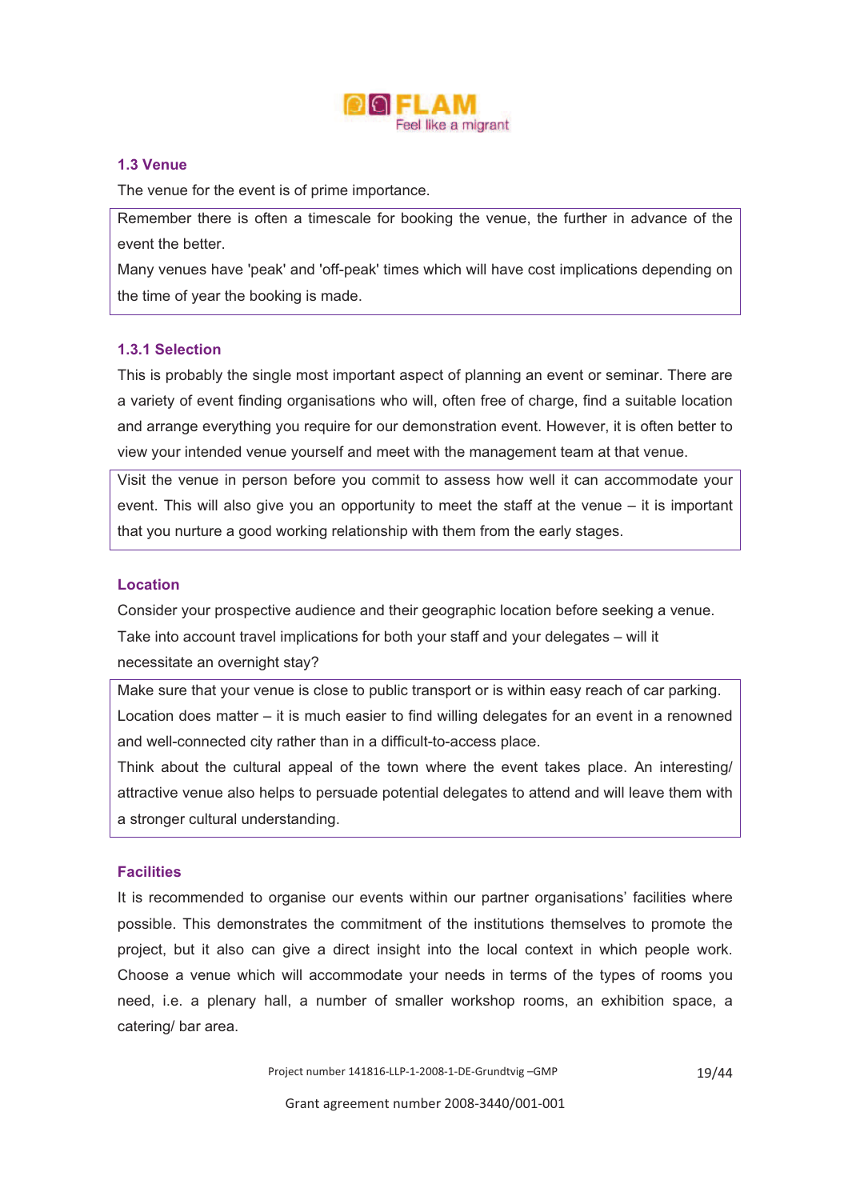### 1.3 Venue

The venue for the event is of prime importance.

> Remember there is often a timescale for booking the venue, the further in advance of the event the better.
>
> Many venues have 'peak' and 'off-peak' times which will have cost implications depending on the time of year the booking is made.

#### 1.3.1 Selection

This is probably the single most important aspect of planning an event or seminar. There are a variety of event finding organisations who will, often free of charge, find a suitable location and arrange everything you require for our demonstration event. However, it is often better to view your intended venue yourself and meet with the management team at that venue.

> Visit the venue in person before you commit to assess how well it can accommodate your event. This will also give you an opportunity to meet the staff at the venue – it is important that you nurture a good working relationship with them from the early stages.

#### Location

Consider your prospective audience and their geographic location before seeking a venue. Take into account travel implications for both your staff and your delegates – will it necessitate an overnight stay?

> Make sure that your venue is close to public transport or is within easy reach of car parking.
>
> Location does matter – it is much easier to find willing delegates for an event in a renowned and well-connected city rather than in a difficult-to-access place.
>
> Think about the cultural appeal of the town where the event takes place. An interesting/ attractive venue also helps to persuade potential delegates to attend and will leave them with a stronger cultural understanding.

#### Facilities

It is recommended to organise our events within our partner organisations' facilities where possible. This demonstrates the commitment of the institutions themselves to promote the project, but it also can give a direct insight into the local context in which people work. Choose a venue which will accommodate your needs in terms of the types of rooms you need, i.e. a plenary hall, a number of smaller workshop rooms, an exhibition space, a catering/ bar area.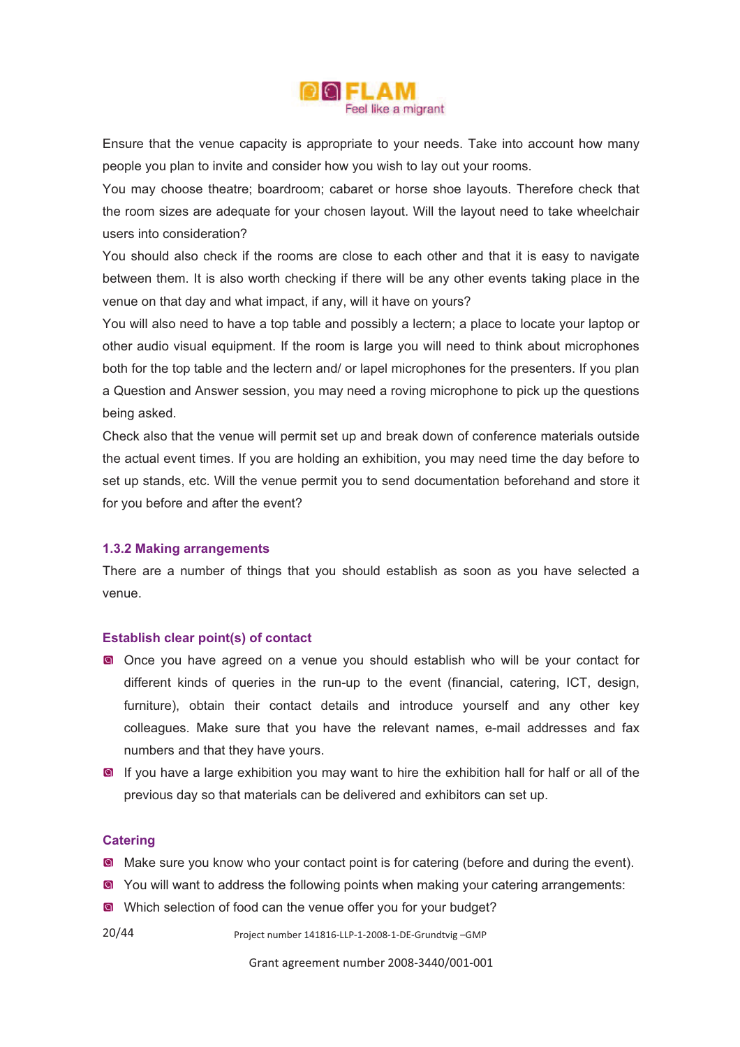Ensure that the venue capacity is appropriate to your needs. Take into account how many people you plan to invite and consider how you wish to lay out your rooms.

You may choose theatre; boardroom; cabaret or horse shoe layouts. Therefore check that the room sizes are adequate for your chosen layout. Will the layout need to take wheelchair users into consideration?

You should also check if the rooms are close to each other and that it is easy to navigate between them. It is also worth checking if there will be any other events taking place in the venue on that day and what impact, if any, will it have on yours?

You will also need to have a top table and possibly a lectern; a place to locate your laptop or other audio visual equipment. If the room is large you will need to think about microphones both for the top table and the lectern and/ or lapel microphones for the presenters. If you plan a Question and Answer session, you may need a roving microphone to pick up the questions being asked.

Check also that the venue will permit set up and break down of conference materials outside the actual event times. If you are holding an exhibition, you may need time the day before to set up stands, etc. Will the venue permit you to send documentation beforehand and store it for you before and after the event?

### 1.3.2 Making arrangements

There are a number of things that you should establish as soon as you have selected a venue.

#### Establish clear point(s) of contact

- Once you have agreed on a venue you should establish who will be your contact for different kinds of queries in the run-up to the event (financial, catering, ICT, design, furniture), obtain their contact details and introduce yourself and any other key colleagues. Make sure that you have the relevant names, e-mail addresses and fax numbers and that they have yours.
- If you have a large exhibition you may want to hire the exhibition hall for half or all of the previous day so that materials can be delivered and exhibitors can set up.

#### Catering

- Make sure you know who your contact point is for catering (before and during the event).
- You will want to address the following points when making your catering arrangements:
- Which selection of food can the venue offer you for your budget?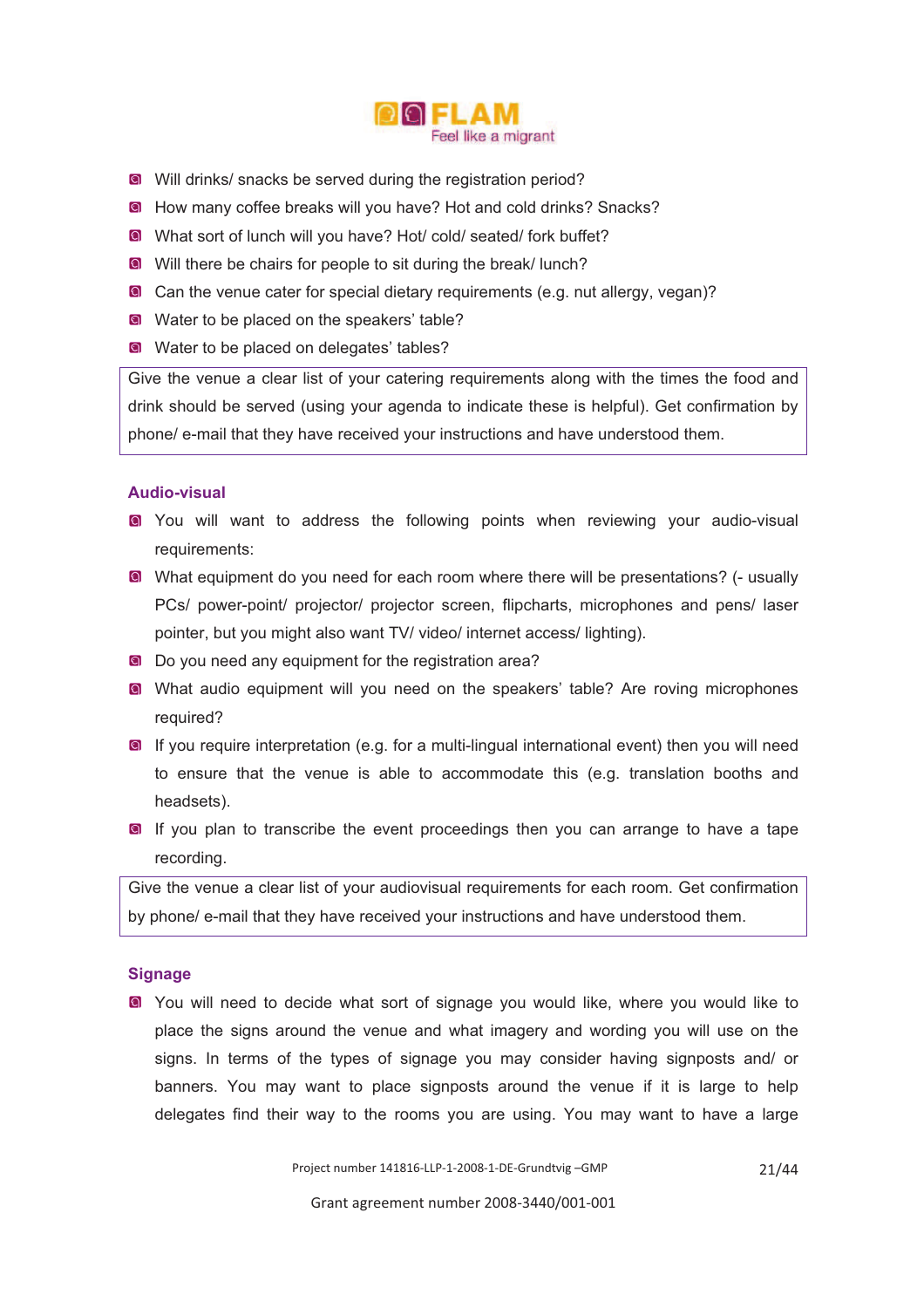- Will drinks/ snacks be served during the registration period?
- How many coffee breaks will you have? Hot and cold drinks? Snacks?
- What sort of lunch will you have? Hot/ cold/ seated/ fork buffet?
- Will there be chairs for people to sit during the break/ lunch?
- Can the venue cater for special dietary requirements (e.g. nut allergy, vegan)?
- Water to be placed on the speakers' table?
- Water to be placed on delegates' tables?

> Give the venue a clear list of your catering requirements along with the times the food and drink should be served (using your agenda to indicate these is helpful). Get confirmation by phone/ e-mail that they have received your instructions and have understood them.

### Audio-visual

- You will want to address the following points when reviewing your audio-visual requirements:
- What equipment do you need for each room where there will be presentations? (- usually PCs/ power-point/ projector/ projector screen, flipcharts, microphones and pens/ laser pointer, but you might also want TV/ video/ internet access/ lighting).
- Do you need any equipment for the registration area?
- What audio equipment will you need on the speakers' table? Are roving microphones required?
- If you require interpretation (e.g. for a multi-lingual international event) then you will need to ensure that the venue is able to accommodate this (e.g. translation booths and headsets).
- If you plan to transcribe the event proceedings then you can arrange to have a tape recording.

> Give the venue a clear list of your audiovisual requirements for each room. Get confirmation by phone/ e-mail that they have received your instructions and have understood them.

### Signage

- You will need to decide what sort of signage you would like, where you would like to place the signs around the venue and what imagery and wording you will use on the signs. In terms of the types of signage you may consider having signposts and/ or banners. You may want to place signposts around the venue if it is large to help delegates find their way to the rooms you are using. You may want to have a large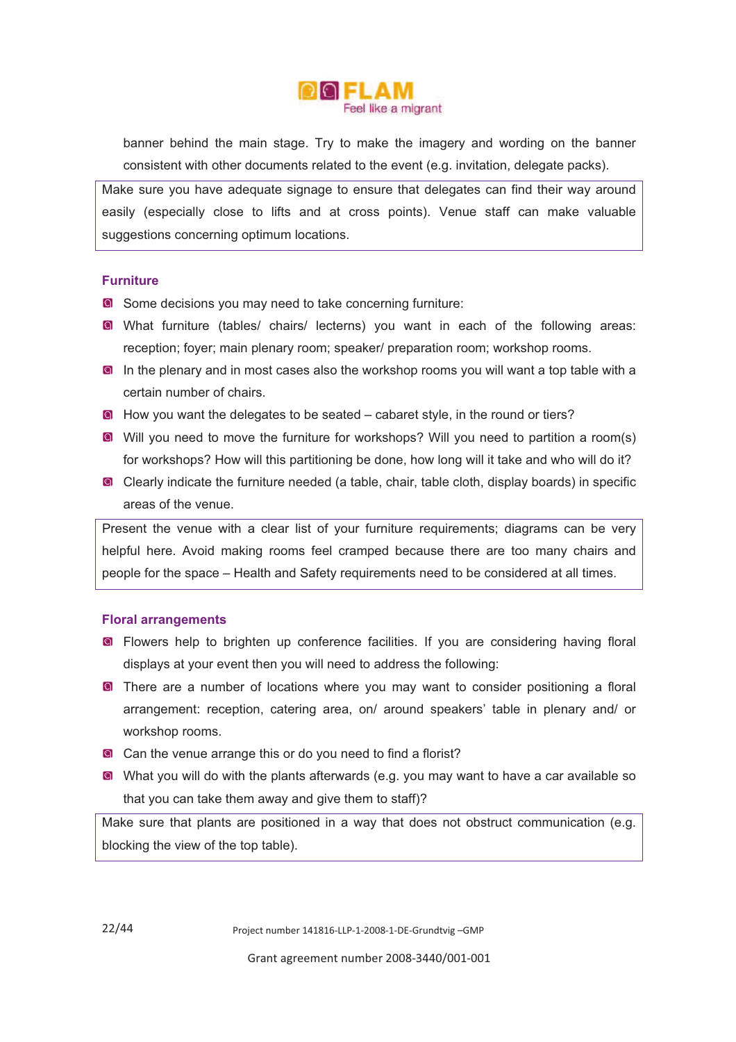banner behind the main stage. Try to make the imagery and wording on the banner consistent with other documents related to the event (e.g. invitation, delegate packs).

> Make sure you have adequate signage to ensure that delegates can find their way around easily (especially close to lifts and at cross points). Venue staff can make valuable suggestions concerning optimum locations.

### Furniture

- Some decisions you may need to take concerning furniture:
- What furniture (tables/ chairs/ lecterns) you want in each of the following areas: reception; foyer; main plenary room; speaker/ preparation room; workshop rooms.
- In the plenary and in most cases also the workshop rooms you will want a top table with a certain number of chairs.
- How you want the delegates to be seated – cabaret style, in the round or tiers?
- Will you need to move the furniture for workshops? Will you need to partition a room(s) for workshops? How will this partitioning be done, how long will it take and who will do it?
- Clearly indicate the furniture needed (a table, chair, table cloth, display boards) in specific areas of the venue.

> Present the venue with a clear list of your furniture requirements; diagrams can be very helpful here. Avoid making rooms feel cramped because there are too many chairs and people for the space – Health and Safety requirements need to be considered at all times.

### Floral arrangements

- Flowers help to brighten up conference facilities. If you are considering having floral displays at your event then you will need to address the following:
- There are a number of locations where you may want to consider positioning a floral arrangement: reception, catering area, on/ around speakers' table in plenary and/ or workshop rooms.
- Can the venue arrange this or do you need to find a florist?
- What you will do with the plants afterwards (e.g. you may want to have a car available so that you can take them away and give them to staff)?

> Make sure that plants are positioned in a way that does not obstruct communication (e.g. blocking the view of the top table).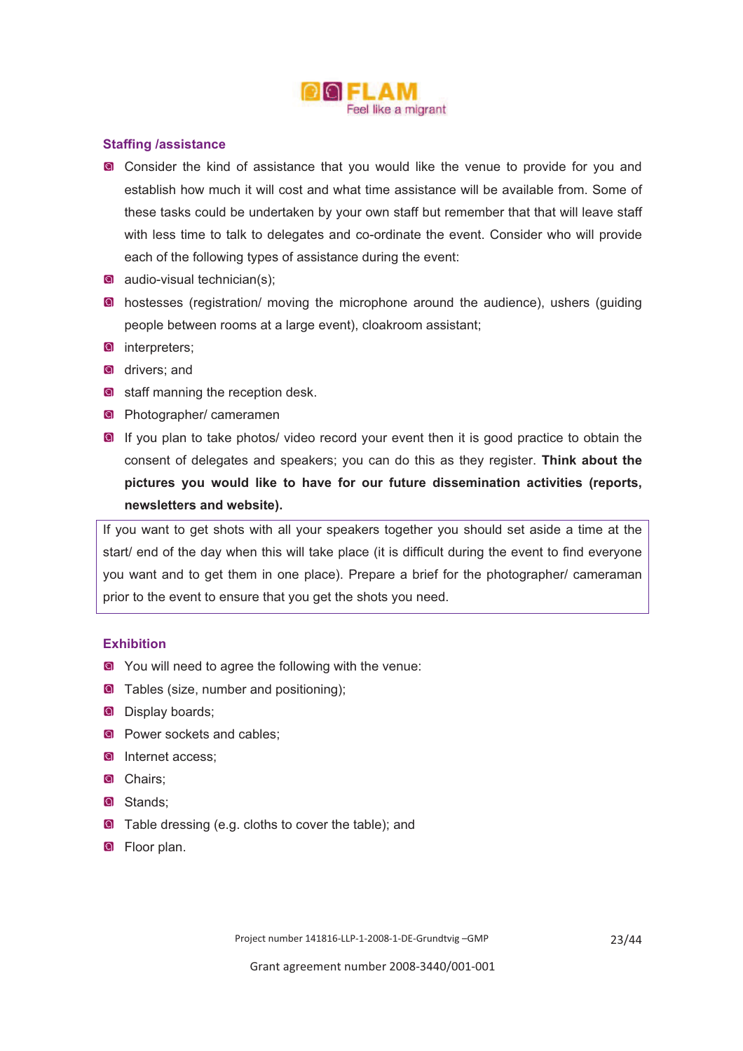### Staffing /assistance

- Consider the kind of assistance that you would like the venue to provide for you and establish how much it will cost and what time assistance will be available from. Some of these tasks could be undertaken by your own staff but remember that that will leave staff with less time to talk to delegates and co-ordinate the event. Consider who will provide each of the following types of assistance during the event:
- audio-visual technician(s);
- hostesses (registration/ moving the microphone around the audience), ushers (guiding people between rooms at a large event), cloakroom assistant;
- interpreters;
- drivers; and
- staff manning the reception desk.
- Photographer/ cameramen
- If you plan to take photos/ video record your event then it is good practice to obtain the consent of delegates and speakers; you can do this as they register. **Think about the pictures you would like to have for our future dissemination activities (reports, newsletters and website).**

> If you want to get shots with all your speakers together you should set aside a time at the start/ end of the day when this will take place (it is difficult during the event to find everyone you want and to get them in one place). Prepare a brief for the photographer/ cameraman prior to the event to ensure that you get the shots you need.

### Exhibition

- You will need to agree the following with the venue:
- Tables (size, number and positioning);
- Display boards;
- Power sockets and cables;
- Internet access;
- Chairs;
- Stands;
- Table dressing (e.g. cloths to cover the table); and
- Floor plan.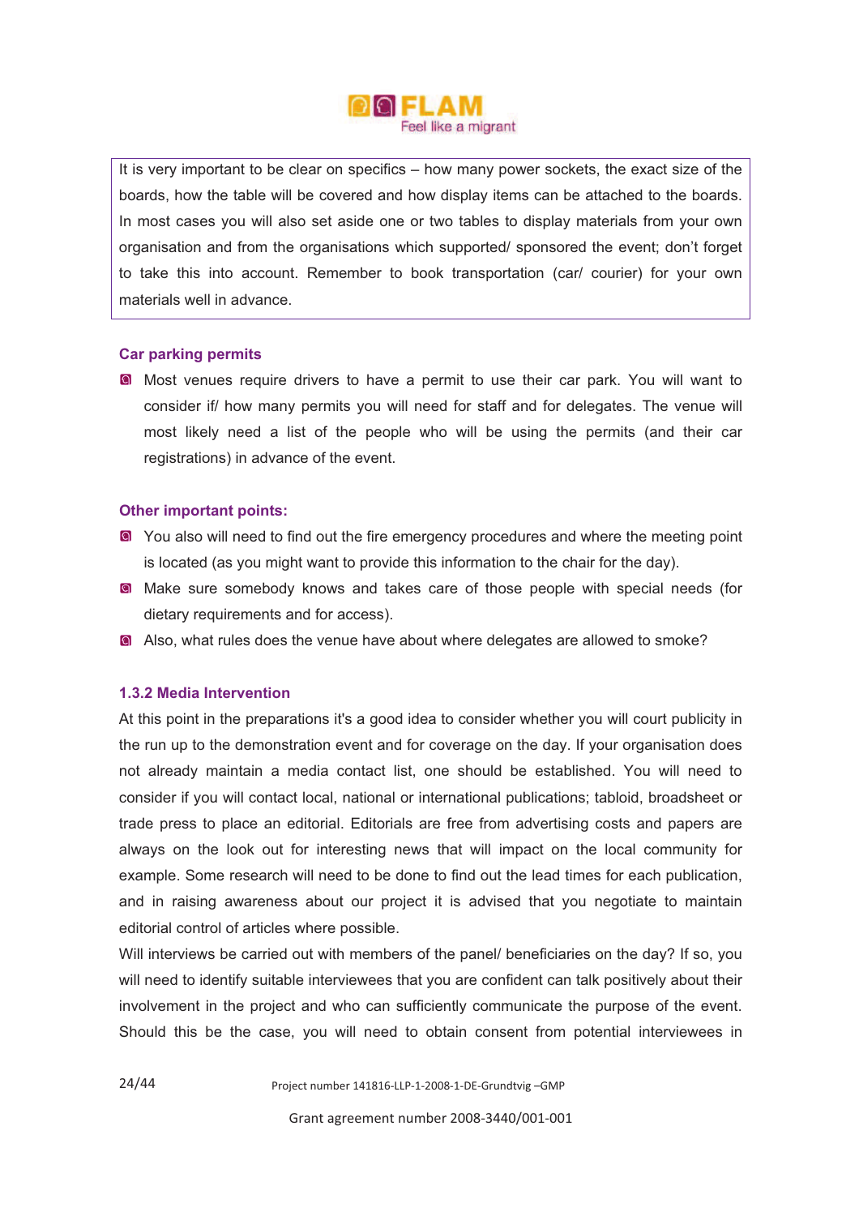It is very important to be clear on specifics – how many power sockets, the exact size of the boards, how the table will be covered and how display items can be attached to the boards. In most cases you will also set aside one or two tables to display materials from your own organisation and from the organisations which supported/ sponsored the event; don't forget to take this into account. Remember to book transportation (car/ courier) for your own materials well in advance.

#### Car parking permits

- Most venues require drivers to have a permit to use their car park. You will want to consider if/ how many permits you will need for staff and for delegates. The venue will most likely need a list of the people who will be using the permits (and their car registrations) in advance of the event.

#### Other important points:

- You also will need to find out the fire emergency procedures and where the meeting point is located (as you might want to provide this information to the chair for the day).
- Make sure somebody knows and takes care of those people with special needs (for dietary requirements and for access).
- Also, what rules does the venue have about where delegates are allowed to smoke?

### 1.3.2 Media Intervention

At this point in the preparations it's a good idea to consider whether you will court publicity in the run up to the demonstration event and for coverage on the day. If your organisation does not already maintain a media contact list, one should be established. You will need to consider if you will contact local, national or international publications; tabloid, broadsheet or trade press to place an editorial. Editorials are free from advertising costs and papers are always on the look out for interesting news that will impact on the local community for example. Some research will need to be done to find out the lead times for each publication, and in raising awareness about our project it is advised that you negotiate to maintain editorial control of articles where possible.

Will interviews be carried out with members of the panel/ beneficiaries on the day? If so, you will need to identify suitable interviewees that you are confident can talk positively about their involvement in the project and who can sufficiently communicate the purpose of the event. Should this be the case, you will need to obtain consent from potential interviewees in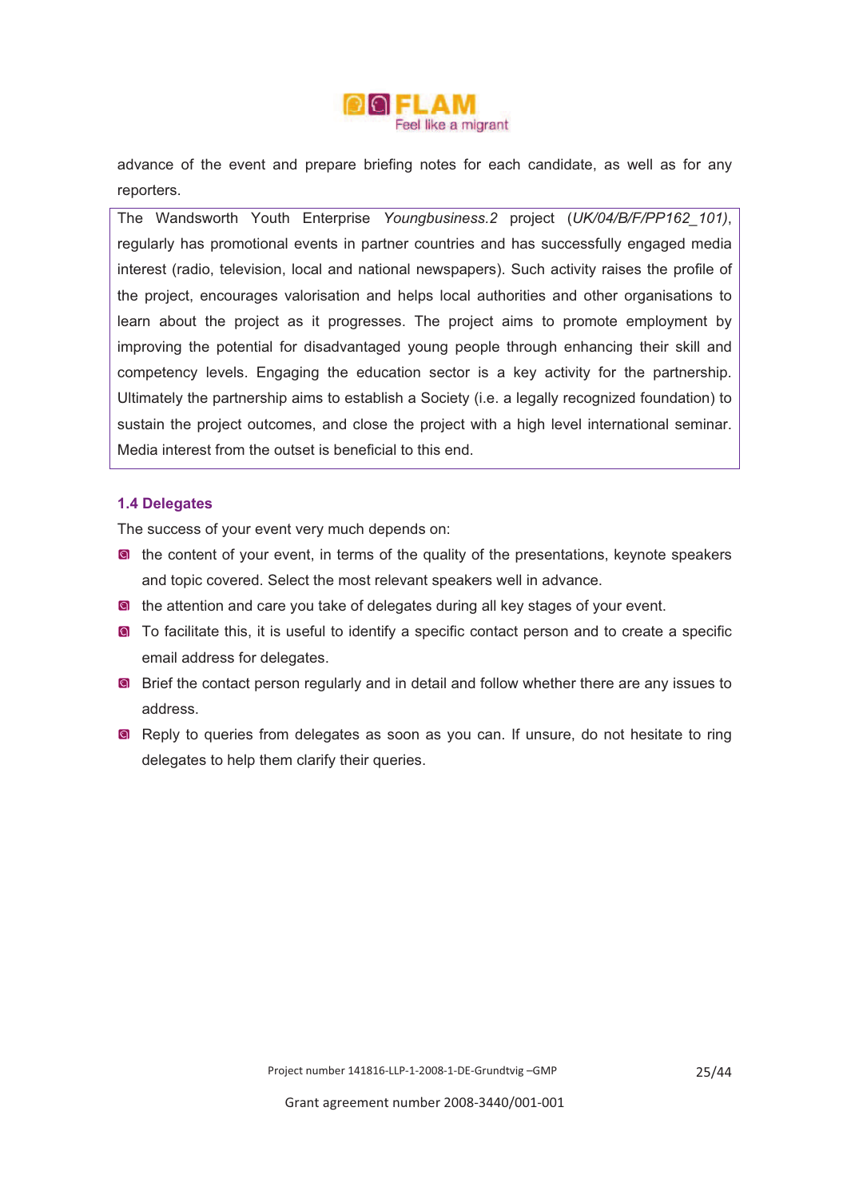advance of the event and prepare briefing notes for each candidate, as well as for any reporters.

> The Wandsworth Youth Enterprise *Youngbusiness.2* project (*UK/04/B/F/PP162_101)*, regularly has promotional events in partner countries and has successfully engaged media interest (radio, television, local and national newspapers). Such activity raises the profile of the project, encourages valorisation and helps local authorities and other organisations to learn about the project as it progresses. The project aims to promote employment by improving the potential for disadvantaged young people through enhancing their skill and competency levels. Engaging the education sector is a key activity for the partnership. Ultimately the partnership aims to establish a Society (i.e. a legally recognized foundation) to sustain the project outcomes, and close the project with a high level international seminar. Media interest from the outset is beneficial to this end.

### 1.4 Delegates

The success of your event very much depends on:

- the content of your event, in terms of the quality of the presentations, keynote speakers and topic covered. Select the most relevant speakers well in advance.
- the attention and care you take of delegates during all key stages of your event.
- To facilitate this, it is useful to identify a specific contact person and to create a specific email address for delegates.
- Brief the contact person regularly and in detail and follow whether there are any issues to address.
- Reply to queries from delegates as soon as you can. If unsure, do not hesitate to ring delegates to help them clarify their queries.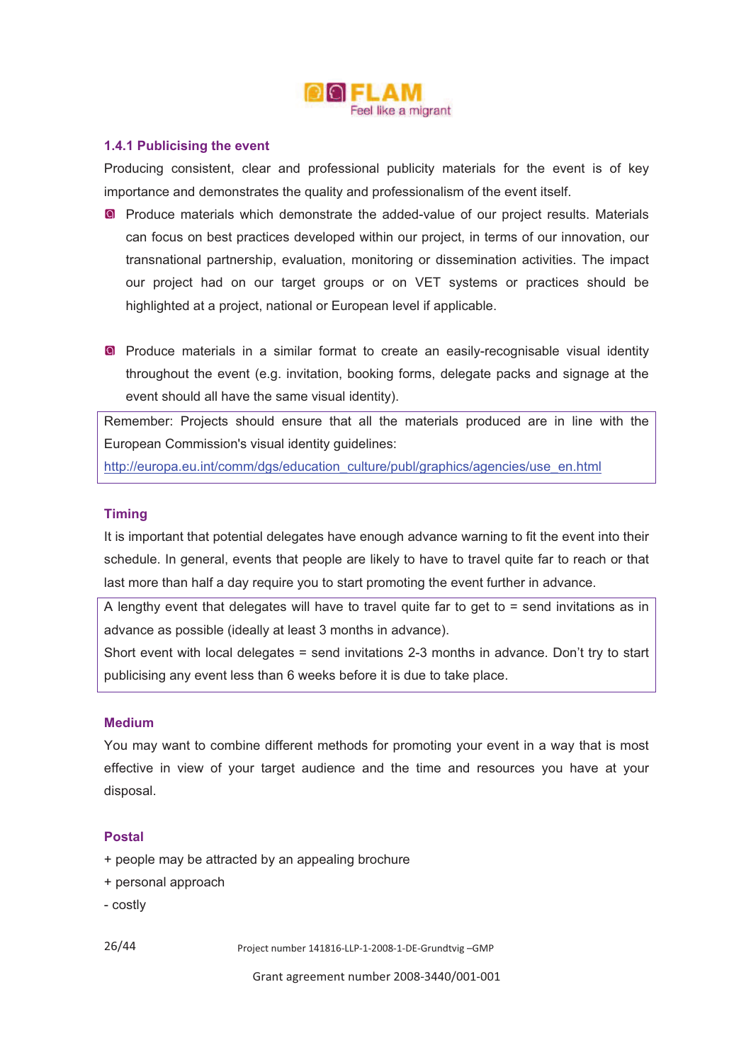### 1.4.1 Publicising the event

Producing consistent, clear and professional publicity materials for the event is of key importance and demonstrates the quality and professionalism of the event itself.

- Produce materials which demonstrate the added-value of our project results. Materials can focus on best practices developed within our project, in terms of our innovation, our transnational partnership, evaluation, monitoring or dissemination activities. The impact our project had on our target groups or on VET systems or practices should be highlighted at a project, national or European level if applicable.

- Produce materials in a similar format to create an easily-recognisable visual identity throughout the event (e.g. invitation, booking forms, delegate packs and signage at the event should all have the same visual identity).

> Remember: Projects should ensure that all the materials produced are in line with the European Commission's visual identity guidelines:
> http://europa.eu.int/comm/dgs/education_culture/publ/graphics/agencies/use_en.html

#### Timing

It is important that potential delegates have enough advance warning to fit the event into their schedule. In general, events that people are likely to have to travel quite far to reach or that last more than half a day require you to start promoting the event further in advance.

> A lengthy event that delegates will have to travel quite far to get to = send invitations as in advance as possible (ideally at least 3 months in advance).
> Short event with local delegates = send invitations 2-3 months in advance. Don't try to start publicising any event less than 6 weeks before it is due to take place.

#### Medium

You may want to combine different methods for promoting your event in a way that is most effective in view of your target audience and the time and resources you have at your disposal.

#### Postal

\+ people may be attracted by an appealing brochure
\+ personal approach
\- costly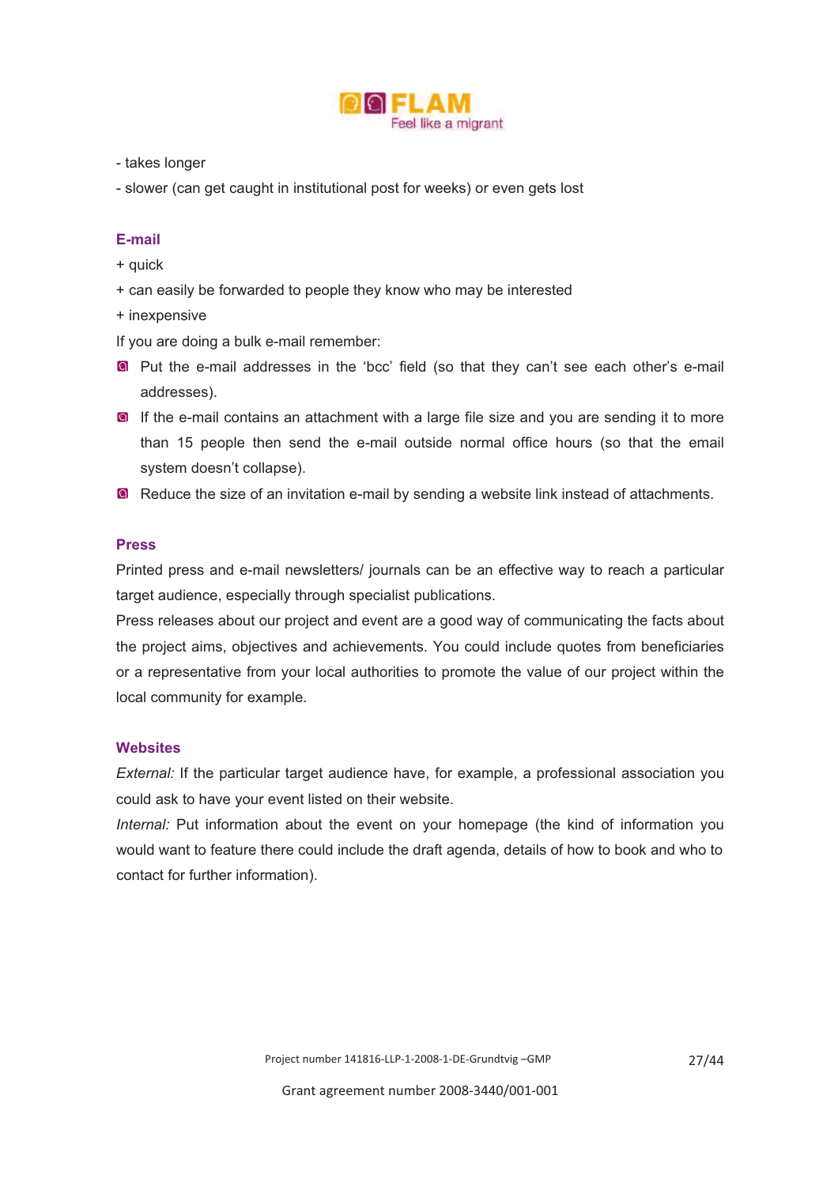- takes longer

- slower (can get caught in institutional post for weeks) or even gets lost

### E-mail

+ quick

+ can easily be forwarded to people they know who may be interested

+ inexpensive

If you are doing a bulk e-mail remember:

- Put the e-mail addresses in the 'bcc' field (so that they can't see each other's e-mail addresses).
- If the e-mail contains an attachment with a large file size and you are sending it to more than 15 people then send the e-mail outside normal office hours (so that the email system doesn't collapse).
- Reduce the size of an invitation e-mail by sending a website link instead of attachments.

### Press

Printed press and e-mail newsletters/ journals can be an effective way to reach a particular target audience, especially through specialist publications.

Press releases about our project and event are a good way of communicating the facts about the project aims, objectives and achievements. You could include quotes from beneficiaries or a representative from your local authorities to promote the value of our project within the local community for example.

### Websites

*External:* If the particular target audience have, for example, a professional association you could ask to have your event listed on their website.

*Internal:* Put information about the event on your homepage (the kind of information you would want to feature there could include the draft agenda, details of how to book and who to contact for further information).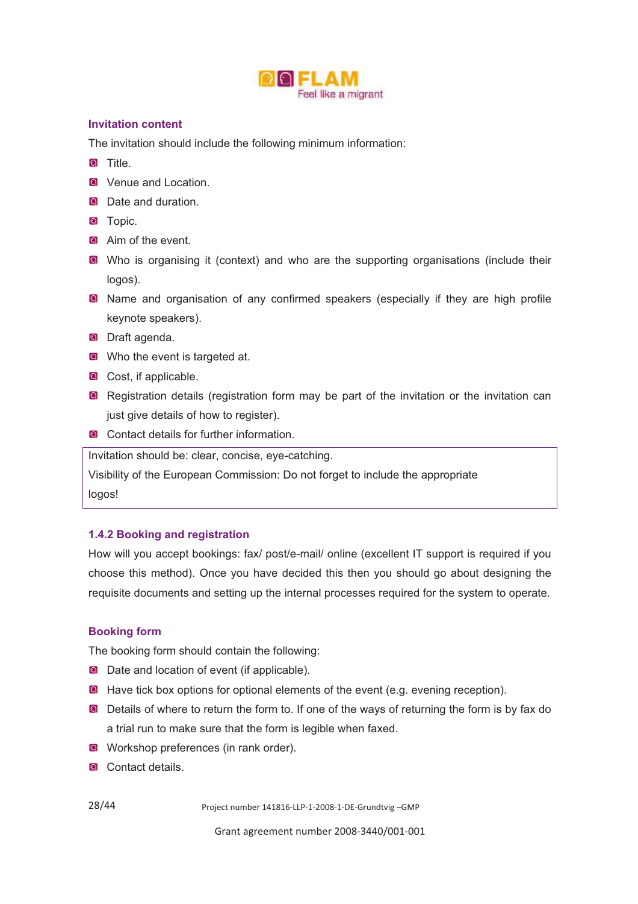### Invitation content

The invitation should include the following minimum information:

- Title.
- Venue and Location.
- Date and duration.
- Topic.
- Aim of the event.
- Who is organising it (context) and who are the supporting organisations (include their logos).
- Name and organisation of any confirmed speakers (especially if they are high profile keynote speakers).
- Draft agenda.
- Who the event is targeted at.
- Cost, if applicable.
- Registration details (registration form may be part of the invitation or the invitation can just give details of how to register).
- Contact details for further information.

> Invitation should be: clear, concise, eye-catching.
> Visibility of the European Commission: Do not forget to include the appropriate logos!

### 1.4.2 Booking and registration

How will you accept bookings: fax/ post/e-mail/ online (excellent IT support is required if you choose this method). Once you have decided this then you should go about designing the requisite documents and setting up the internal processes required for the system to operate.

### Booking form

The booking form should contain the following:

- Date and location of event (if applicable).
- Have tick box options for optional elements of the event (e.g. evening reception).
- Details of where to return the form to. If one of the ways of returning the form is by fax do a trial run to make sure that the form is legible when faxed.
- Workshop preferences (in rank order).
- Contact details.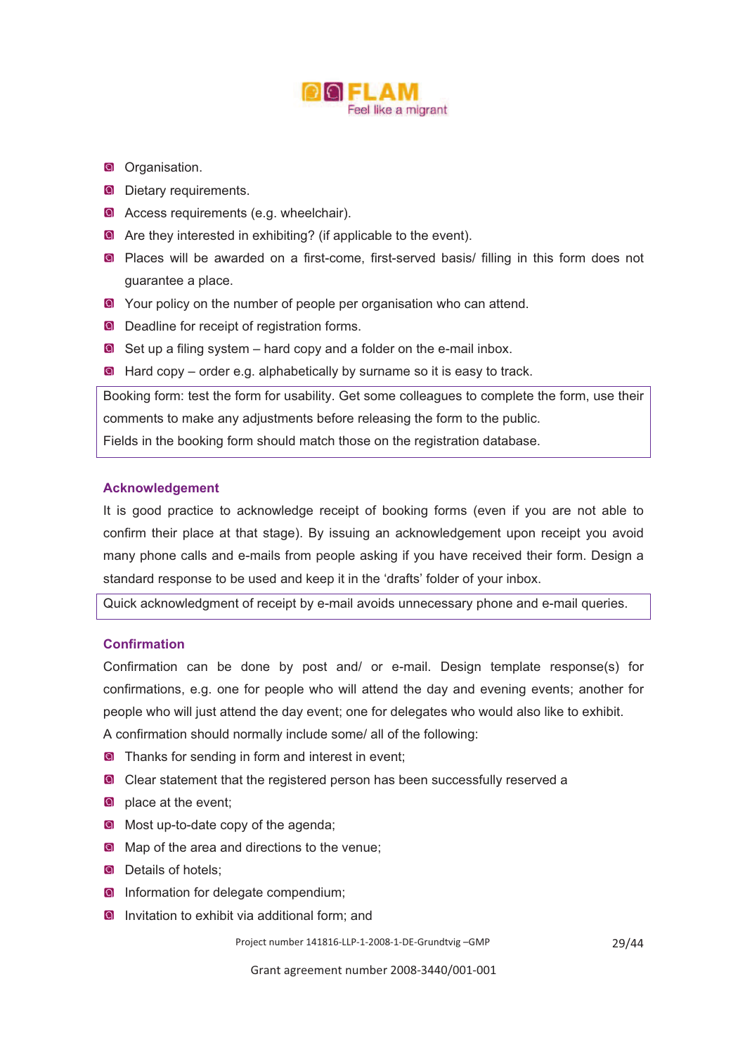- Organisation.
- Dietary requirements.
- Access requirements (e.g. wheelchair).
- Are they interested in exhibiting? (if applicable to the event).
- Places will be awarded on a first-come, first-served basis/ filling in this form does not guarantee a place.
- Your policy on the number of people per organisation who can attend.
- Deadline for receipt of registration forms.
- Set up a filing system – hard copy and a folder on the e-mail inbox.
- Hard copy – order e.g. alphabetically by surname so it is easy to track.

> Booking form: test the form for usability. Get some colleagues to complete the form, use their comments to make any adjustments before releasing the form to the public.
> Fields in the booking form should match those on the registration database.

### Acknowledgement

It is good practice to acknowledge receipt of booking forms (even if you are not able to confirm their place at that stage). By issuing an acknowledgement upon receipt you avoid many phone calls and e-mails from people asking if you have received their form. Design a standard response to be used and keep it in the 'drafts' folder of your inbox.

> Quick acknowledgment of receipt by e-mail avoids unnecessary phone and e-mail queries.

### Confirmation

Confirmation can be done by post and/ or e-mail. Design template response(s) for confirmations, e.g. one for people who will attend the day and evening events; another for people who will just attend the day event; one for delegates who would also like to exhibit.

A confirmation should normally include some/ all of the following:

- Thanks for sending in form and interest in event;
- Clear statement that the registered person has been successfully reserved a
- place at the event;
- Most up-to-date copy of the agenda;
- Map of the area and directions to the venue;
- Details of hotels;
- Information for delegate compendium;
- Invitation to exhibit via additional form; and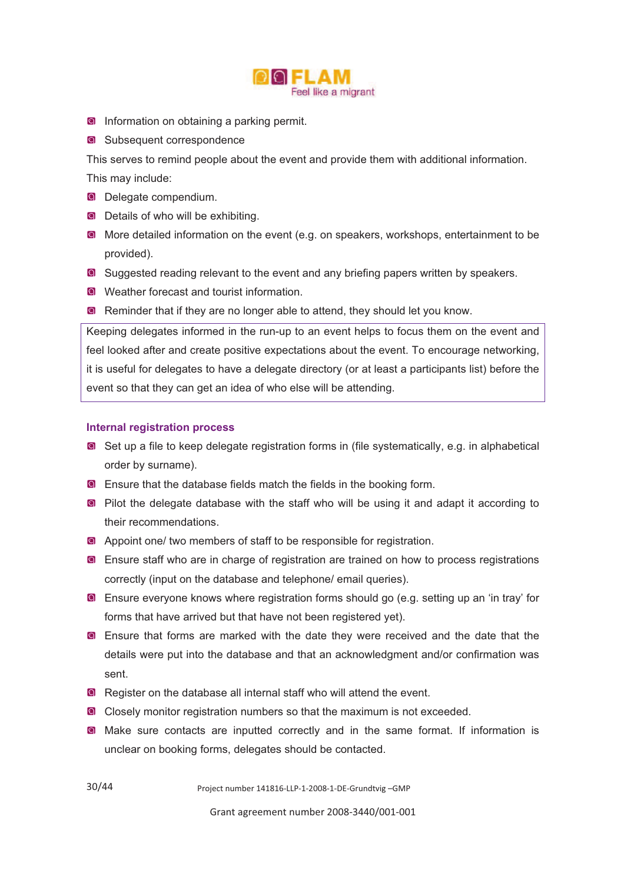- Information on obtaining a parking permit.
- Subsequent correspondence

This serves to remind people about the event and provide them with additional information. This may include:

- Delegate compendium.
- Details of who will be exhibiting.
- More detailed information on the event (e.g. on speakers, workshops, entertainment to be provided).
- Suggested reading relevant to the event and any briefing papers written by speakers.
- Weather forecast and tourist information.
- Reminder that if they are no longer able to attend, they should let you know.

> Keeping delegates informed in the run-up to an event helps to focus them on the event and feel looked after and create positive expectations about the event. To encourage networking, it is useful for delegates to have a delegate directory (or at least a participants list) before the event so that they can get an idea of who else will be attending.

### Internal registration process

- Set up a file to keep delegate registration forms in (file systematically, e.g. in alphabetical order by surname).
- Ensure that the database fields match the fields in the booking form.
- Pilot the delegate database with the staff who will be using it and adapt it according to their recommendations.
- Appoint one/ two members of staff to be responsible for registration.
- Ensure staff who are in charge of registration are trained on how to process registrations correctly (input on the database and telephone/ email queries).
- Ensure everyone knows where registration forms should go (e.g. setting up an 'in tray' for forms that have arrived but that have not been registered yet).
- Ensure that forms are marked with the date they were received and the date that the details were put into the database and that an acknowledgment and/or confirmation was sent.
- Register on the database all internal staff who will attend the event.
- Closely monitor registration numbers so that the maximum is not exceeded.
- Make sure contacts are inputted correctly and in the same format. If information is unclear on booking forms, delegates should be contacted.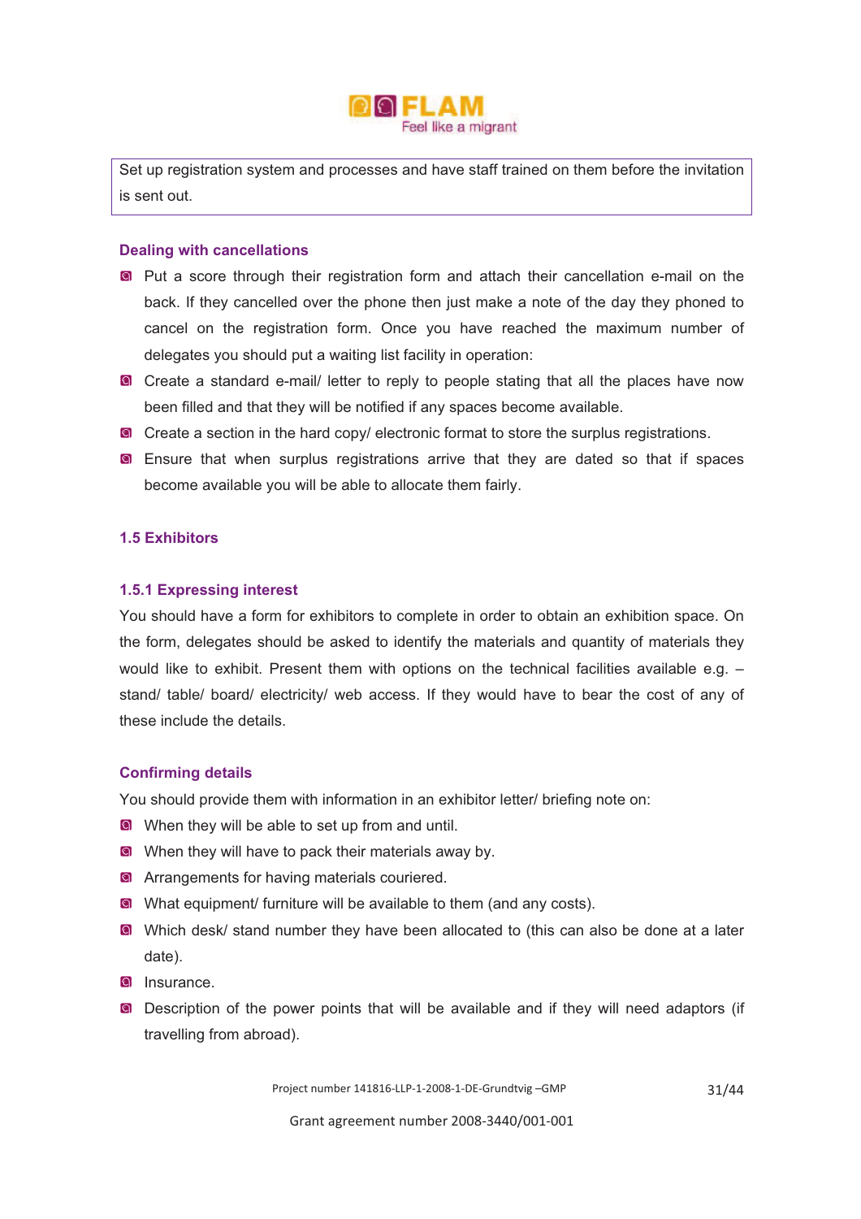Set up registration system and processes and have staff trained on them before the invitation is sent out.

### Dealing with cancellations

- Put a score through their registration form and attach their cancellation e-mail on the back. If they cancelled over the phone then just make a note of the day they phoned to cancel on the registration form. Once you have reached the maximum number of delegates you should put a waiting list facility in operation:
- Create a standard e-mail/ letter to reply to people stating that all the places have now been filled and that they will be notified if any spaces become available.
- Create a section in the hard copy/ electronic format to store the surplus registrations.
- Ensure that when surplus registrations arrive that they are dated so that if spaces become available you will be able to allocate them fairly.

## 1.5 Exhibitors

### 1.5.1 Expressing interest

You should have a form for exhibitors to complete in order to obtain an exhibition space. On the form, delegates should be asked to identify the materials and quantity of materials they would like to exhibit. Present them with options on the technical facilities available e.g. – stand/ table/ board/ electricity/ web access. If they would have to bear the cost of any of these include the details.

### Confirming details

You should provide them with information in an exhibitor letter/ briefing note on:

- When they will be able to set up from and until.
- When they will have to pack their materials away by.
- Arrangements for having materials couriered.
- What equipment/ furniture will be available to them (and any costs).
- Which desk/ stand number they have been allocated to (this can also be done at a later date).
- Insurance.
- Description of the power points that will be available and if they will need adaptors (if travelling from abroad).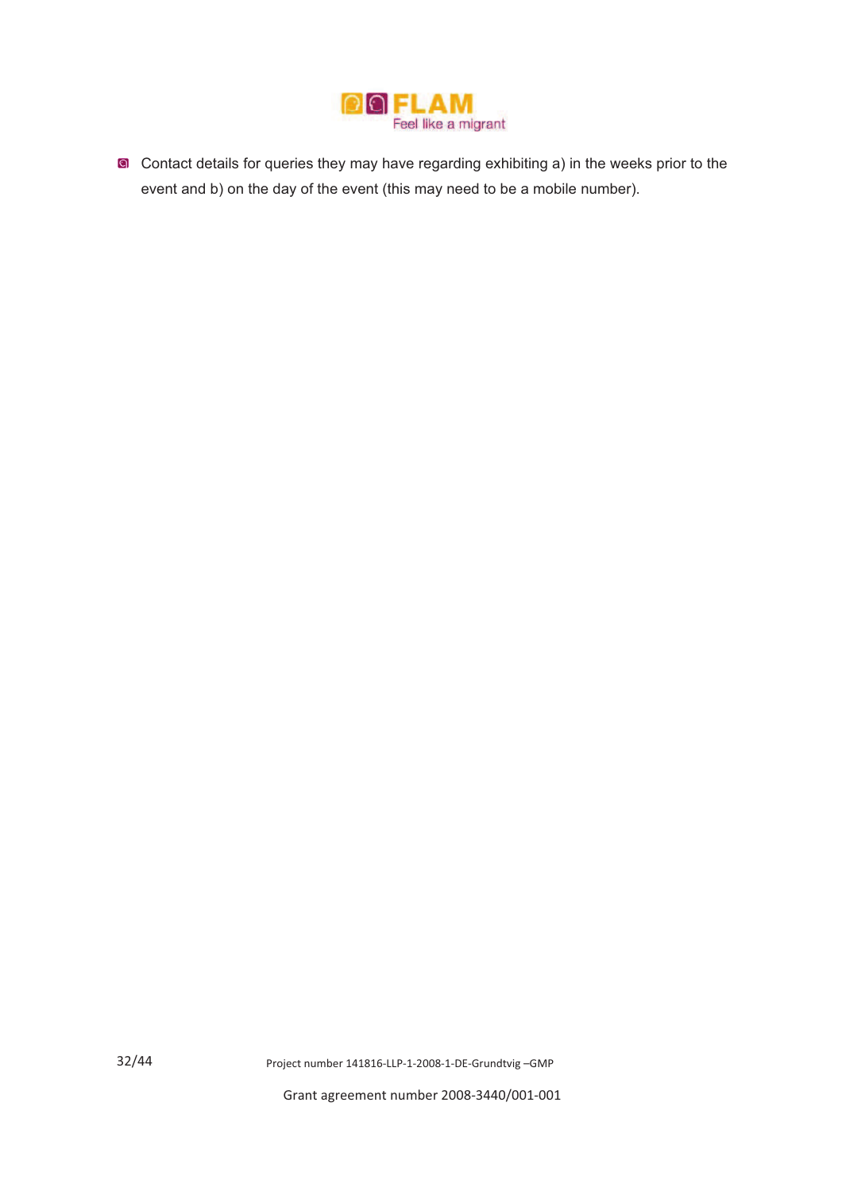- Contact details for queries they may have regarding exhibiting a) in the weeks prior to the event and b) on the day of the event (this may need to be a mobile number).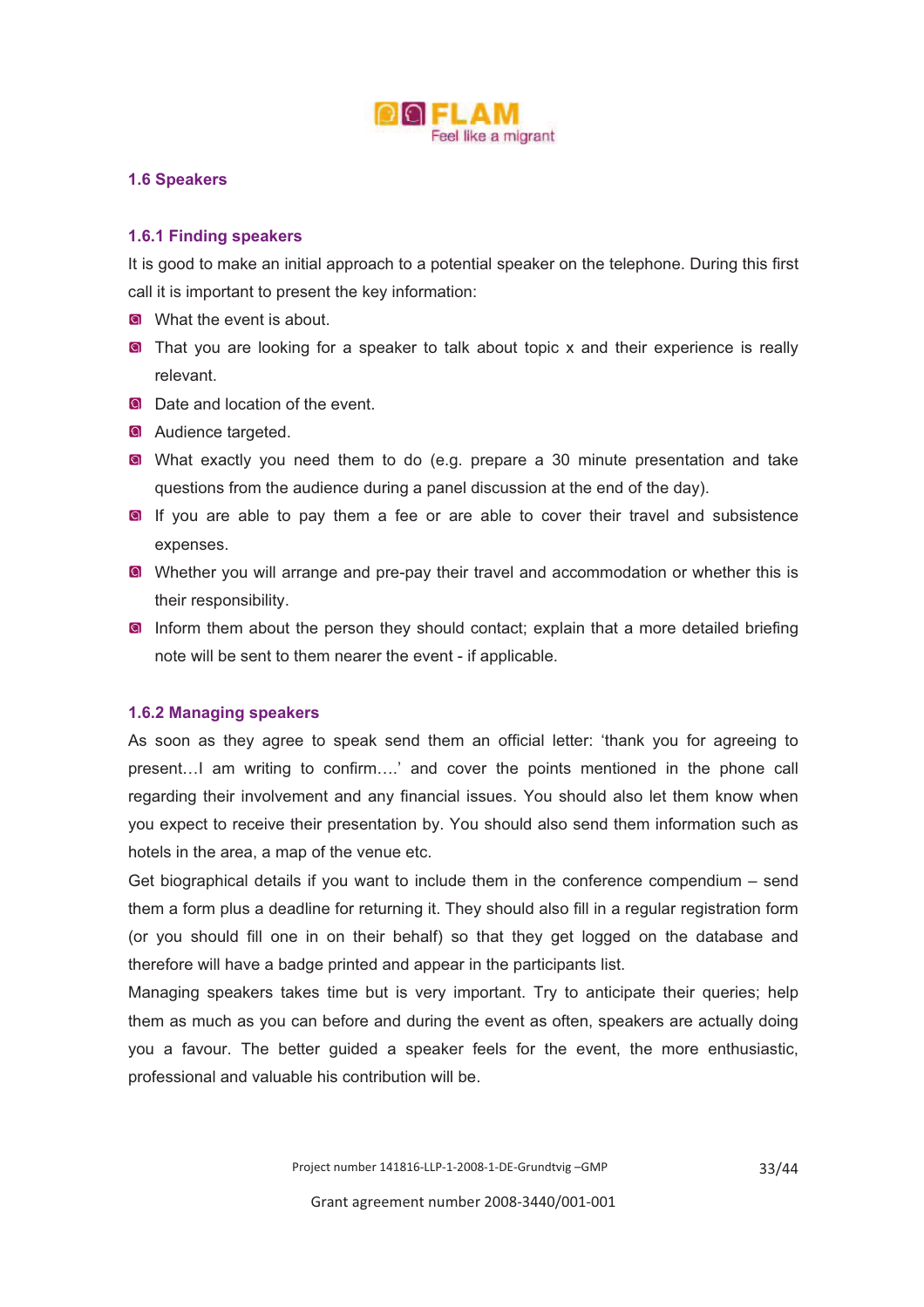## 1.6 Speakers

### 1.6.1 Finding speakers

It is good to make an initial approach to a potential speaker on the telephone. During this first call it is important to present the key information:

- What the event is about.
- That you are looking for a speaker to talk about topic x and their experience is really relevant.
- Date and location of the event.
- Audience targeted.
- What exactly you need them to do (e.g. prepare a 30 minute presentation and take questions from the audience during a panel discussion at the end of the day).
- If you are able to pay them a fee or are able to cover their travel and subsistence expenses.
- Whether you will arrange and pre-pay their travel and accommodation or whether this is their responsibility.
- Inform them about the person they should contact; explain that a more detailed briefing note will be sent to them nearer the event - if applicable.

### 1.6.2 Managing speakers

As soon as they agree to speak send them an official letter: 'thank you for agreeing to present…I am writing to confirm….' and cover the points mentioned in the phone call regarding their involvement and any financial issues. You should also let them know when you expect to receive their presentation by. You should also send them information such as hotels in the area, a map of the venue etc.

Get biographical details if you want to include them in the conference compendium – send them a form plus a deadline for returning it. They should also fill in a regular registration form (or you should fill one in on their behalf) so that they get logged on the database and therefore will have a badge printed and appear in the participants list.

Managing speakers takes time but is very important. Try to anticipate their queries; help them as much as you can before and during the event as often, speakers are actually doing you a favour. The better guided a speaker feels for the event, the more enthusiastic, professional and valuable his contribution will be.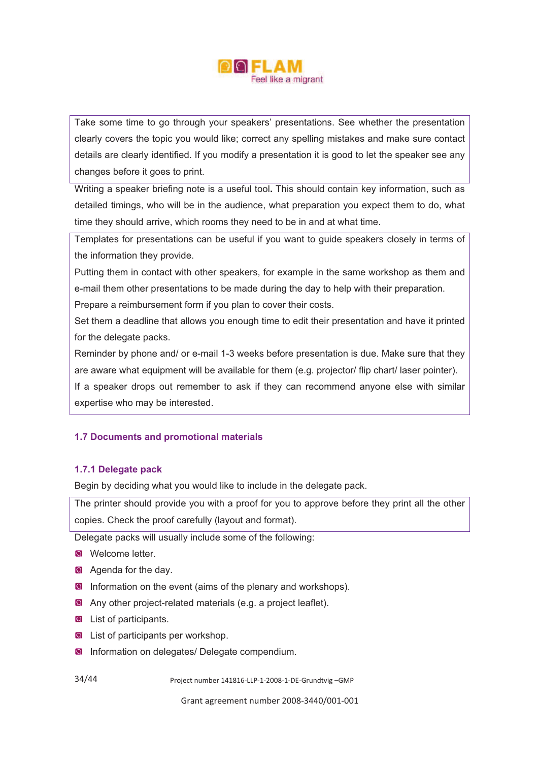Take some time to go through your speakers' presentations. See whether the presentation clearly covers the topic you would like; correct any spelling mistakes and make sure contact details are clearly identified. If you modify a presentation it is good to let the speaker see any changes before it goes to print.

Writing a speaker briefing note is a useful tool**.** This should contain key information, such as detailed timings, who will be in the audience, what preparation you expect them to do, what time they should arrive, which rooms they need to be in and at what time.

Templates for presentations can be useful if you want to guide speakers closely in terms of the information they provide.

Putting them in contact with other speakers, for example in the same workshop as them and e-mail them other presentations to be made during the day to help with their preparation.

Prepare a reimbursement form if you plan to cover their costs.

Set them a deadline that allows you enough time to edit their presentation and have it printed for the delegate packs.

Reminder by phone and/ or e-mail 1-3 weeks before presentation is due. Make sure that they are aware what equipment will be available for them (e.g. projector/ flip chart/ laser pointer).

If a speaker drops out remember to ask if they can recommend anyone else with similar expertise who may be interested.

## 1.7 Documents and promotional materials

### 1.7.1 Delegate pack

Begin by deciding what you would like to include in the delegate pack.

The printer should provide you with a proof for you to approve before they print all the other copies. Check the proof carefully (layout and format).

Delegate packs will usually include some of the following:

- Welcome letter.
- Agenda for the day.
- Information on the event (aims of the plenary and workshops).
- Any other project-related materials (e.g. a project leaflet).
- List of participants.
- List of participants per workshop.
- Information on delegates/ Delegate compendium.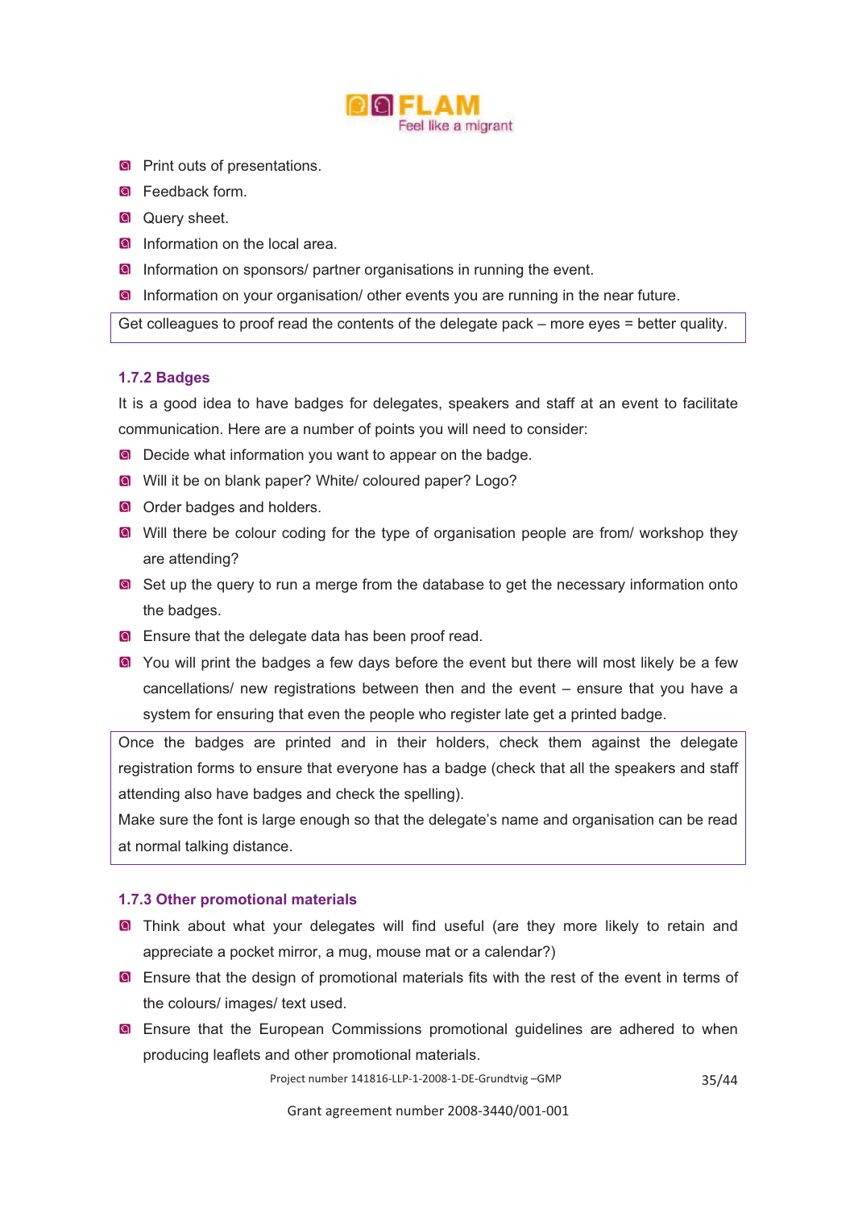- Print outs of presentations.
- Feedback form.
- Query sheet.
- Information on the local area.
- Information on sponsors/ partner organisations in running the event.
- Information on your organisation/ other events you are running in the near future.

Get colleagues to proof read the contents of the delegate pack – more eyes = better quality.

### 1.7.2 Badges

It is a good idea to have badges for delegates, speakers and staff at an event to facilitate communication. Here are a number of points you will need to consider:

- Decide what information you want to appear on the badge.
- Will it be on blank paper? White/ coloured paper? Logo?
- Order badges and holders.
- Will there be colour coding for the type of organisation people are from/ workshop they are attending?
- Set up the query to run a merge from the database to get the necessary information onto the badges.
- Ensure that the delegate data has been proof read.
- You will print the badges a few days before the event but there will most likely be a few cancellations/ new registrations between then and the event – ensure that you have a system for ensuring that even the people who register late get a printed badge.

Once the badges are printed and in their holders, check them against the delegate registration forms to ensure that everyone has a badge (check that all the speakers and staff attending also have badges and check the spelling).
Make sure the font is large enough so that the delegate's name and organisation can be read at normal talking distance.

### 1.7.3 Other promotional materials

- Think about what your delegates will find useful (are they more likely to retain and appreciate a pocket mirror, a mug, mouse mat or a calendar?)
- Ensure that the design of promotional materials fits with the rest of the event in terms of the colours/ images/ text used.
- Ensure that the European Commissions promotional guidelines are adhered to when producing leaflets and other promotional materials.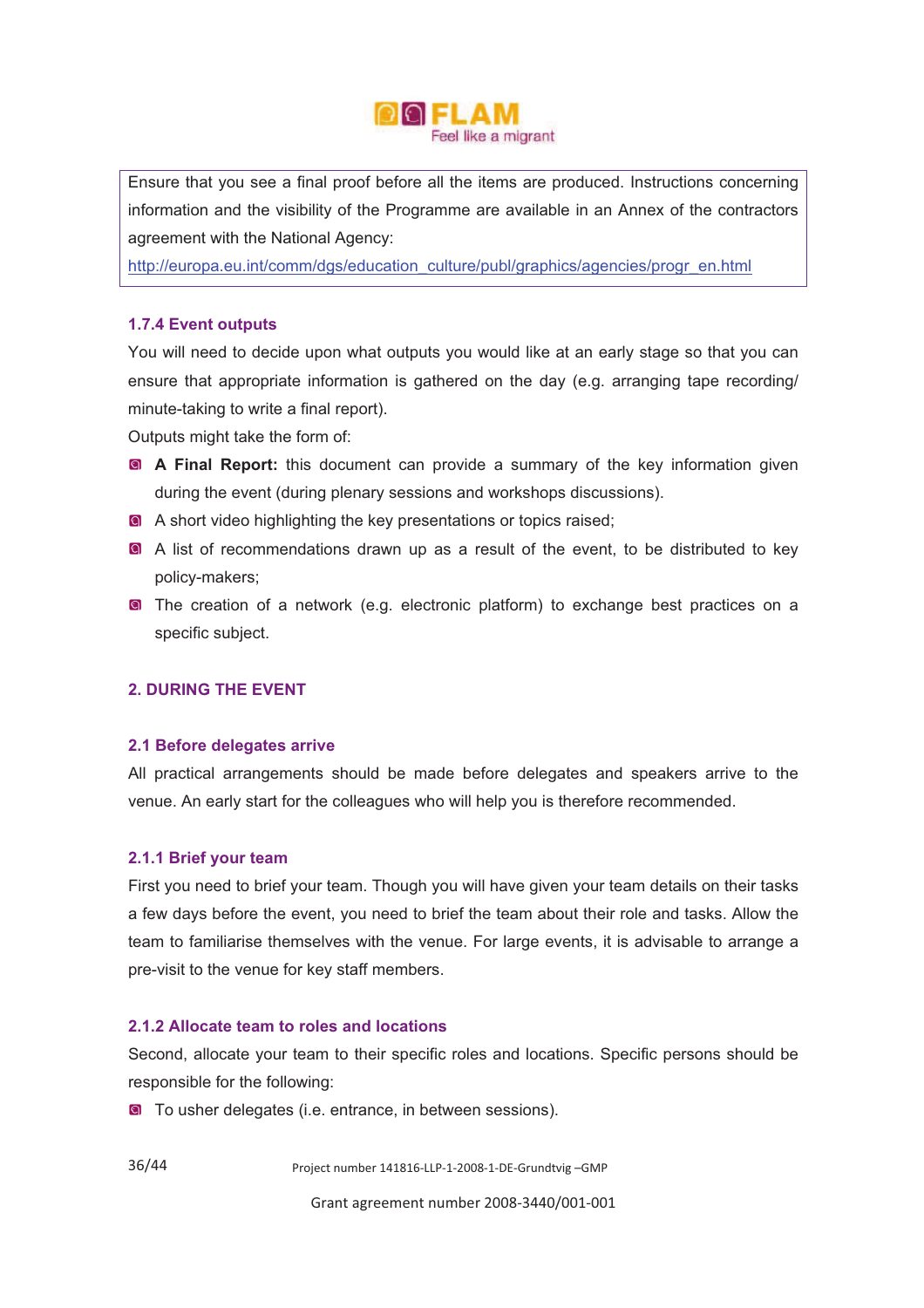Ensure that you see a final proof before all the items are produced. Instructions concerning information and the visibility of the Programme are available in an Annex of the contractors agreement with the National Agency:
http://europa.eu.int/comm/dgs/education_culture/publ/graphics/agencies/progr_en.html

### 1.7.4 Event outputs

You will need to decide upon what outputs you would like at an early stage so that you can ensure that appropriate information is gathered on the day (e.g. arranging tape recording/ minute-taking to write a final report).

Outputs might take the form of:

- **A Final Report:** this document can provide a summary of the key information given during the event (during plenary sessions and workshops discussions).
- A short video highlighting the key presentations or topics raised;
- A list of recommendations drawn up as a result of the event, to be distributed to key policy-makers;
- The creation of a network (e.g. electronic platform) to exchange best practices on a specific subject.

## 2. DURING THE EVENT

### 2.1 Before delegates arrive

All practical arrangements should be made before delegates and speakers arrive to the venue. An early start for the colleagues who will help you is therefore recommended.

### 2.1.1 Brief your team

First you need to brief your team. Though you will have given your team details on their tasks a few days before the event, you need to brief the team about their role and tasks. Allow the team to familiarise themselves with the venue. For large events, it is advisable to arrange a pre-visit to the venue for key staff members.

### 2.1.2 Allocate team to roles and locations

Second, allocate your team to their specific roles and locations. Specific persons should be responsible for the following:

- To usher delegates (i.e. entrance, in between sessions).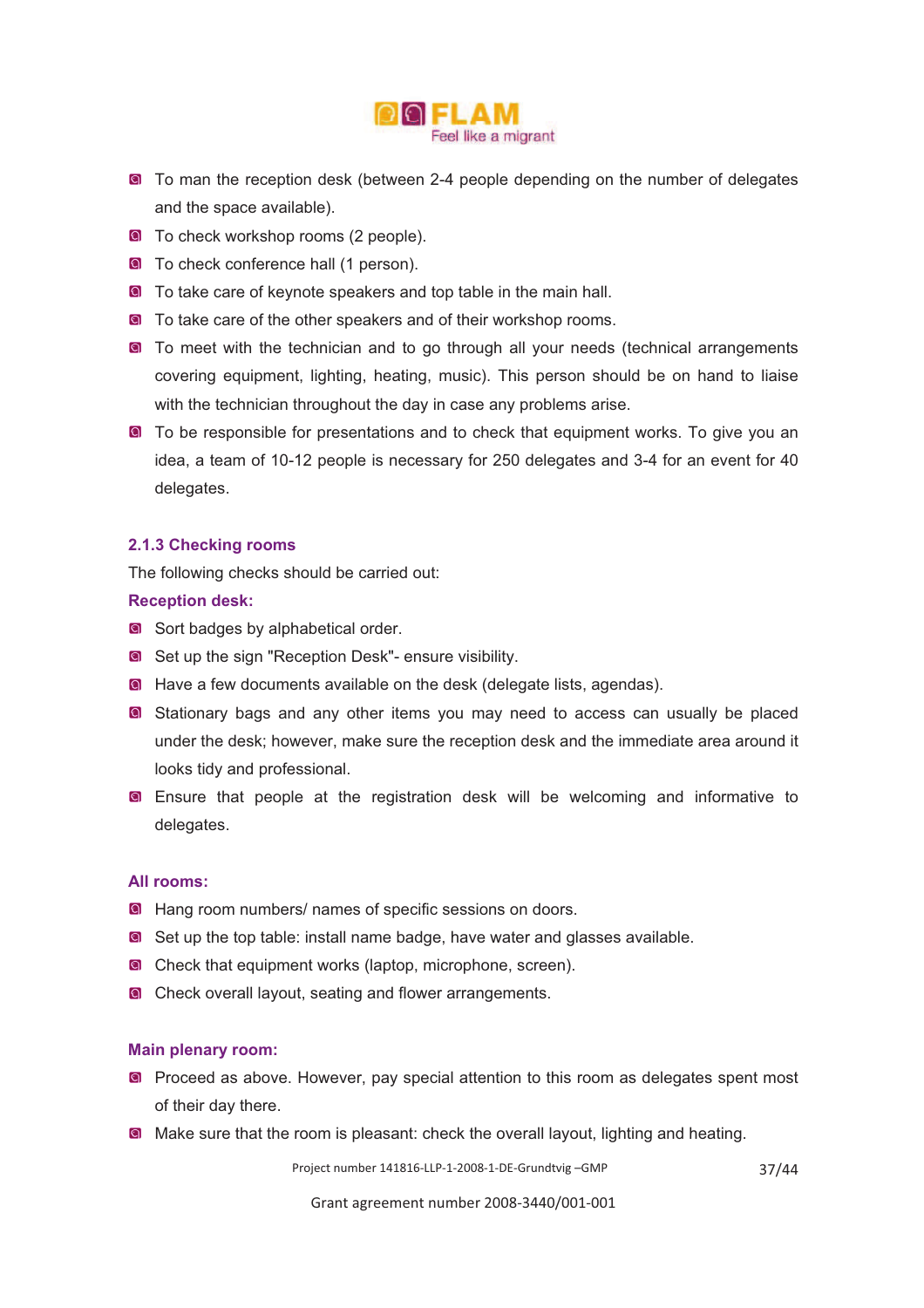- To man the reception desk (between 2-4 people depending on the number of delegates and the space available).
- To check workshop rooms (2 people).
- To check conference hall (1 person).
- To take care of keynote speakers and top table in the main hall.
- To take care of the other speakers and of their workshop rooms.
- To meet with the technician and to go through all your needs (technical arrangements covering equipment, lighting, heating, music). This person should be on hand to liaise with the technician throughout the day in case any problems arise.
- To be responsible for presentations and to check that equipment works. To give you an idea, a team of 10-12 people is necessary for 250 delegates and 3-4 for an event for 40 delegates.

### 2.1.3 Checking rooms

The following checks should be carried out:

**Reception desk:**

- Sort badges by alphabetical order.
- Set up the sign "Reception Desk"- ensure visibility.
- Have a few documents available on the desk (delegate lists, agendas).
- Stationary bags and any other items you may need to access can usually be placed under the desk; however, make sure the reception desk and the immediate area around it looks tidy and professional.
- Ensure that people at the registration desk will be welcoming and informative to delegates.

**All rooms:**

- Hang room numbers/ names of specific sessions on doors.
- Set up the top table: install name badge, have water and glasses available.
- Check that equipment works (laptop, microphone, screen).
- Check overall layout, seating and flower arrangements.

**Main plenary room:**

- Proceed as above. However, pay special attention to this room as delegates spent most of their day there.
- Make sure that the room is pleasant: check the overall layout, lighting and heating.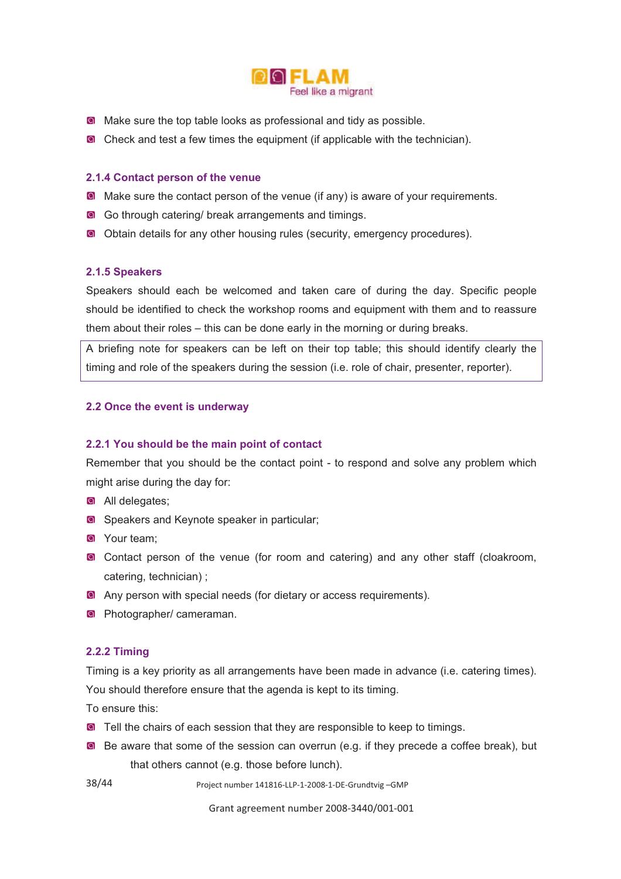- Make sure the top table looks as professional and tidy as possible.
- Check and test a few times the equipment (if applicable with the technician).

#### 2.1.4 Contact person of the venue

- Make sure the contact person of the venue (if any) is aware of your requirements.
- Go through catering/ break arrangements and timings.
- Obtain details for any other housing rules (security, emergency procedures).

#### 2.1.5 Speakers

Speakers should each be welcomed and taken care of during the day. Specific people should be identified to check the workshop rooms and equipment with them and to reassure them about their roles – this can be done early in the morning or during breaks.

A briefing note for speakers can be left on their top table; this should identify clearly the timing and role of the speakers during the session (i.e. role of chair, presenter, reporter).

### 2.2 Once the event is underway

#### 2.2.1 You should be the main point of contact

Remember that you should be the contact point - to respond and solve any problem which might arise during the day for:

- All delegates;
- Speakers and Keynote speaker in particular;
- Your team;
- Contact person of the venue (for room and catering) and any other staff (cloakroom, catering, technician) ;
- Any person with special needs (for dietary or access requirements).
- Photographer/ cameraman.

#### 2.2.2 Timing

Timing is a key priority as all arrangements have been made in advance (i.e. catering times). You should therefore ensure that the agenda is kept to its timing.

To ensure this:

- Tell the chairs of each session that they are responsible to keep to timings.
- Be aware that some of the session can overrun (e.g. if they precede a coffee break), but that others cannot (e.g. those before lunch).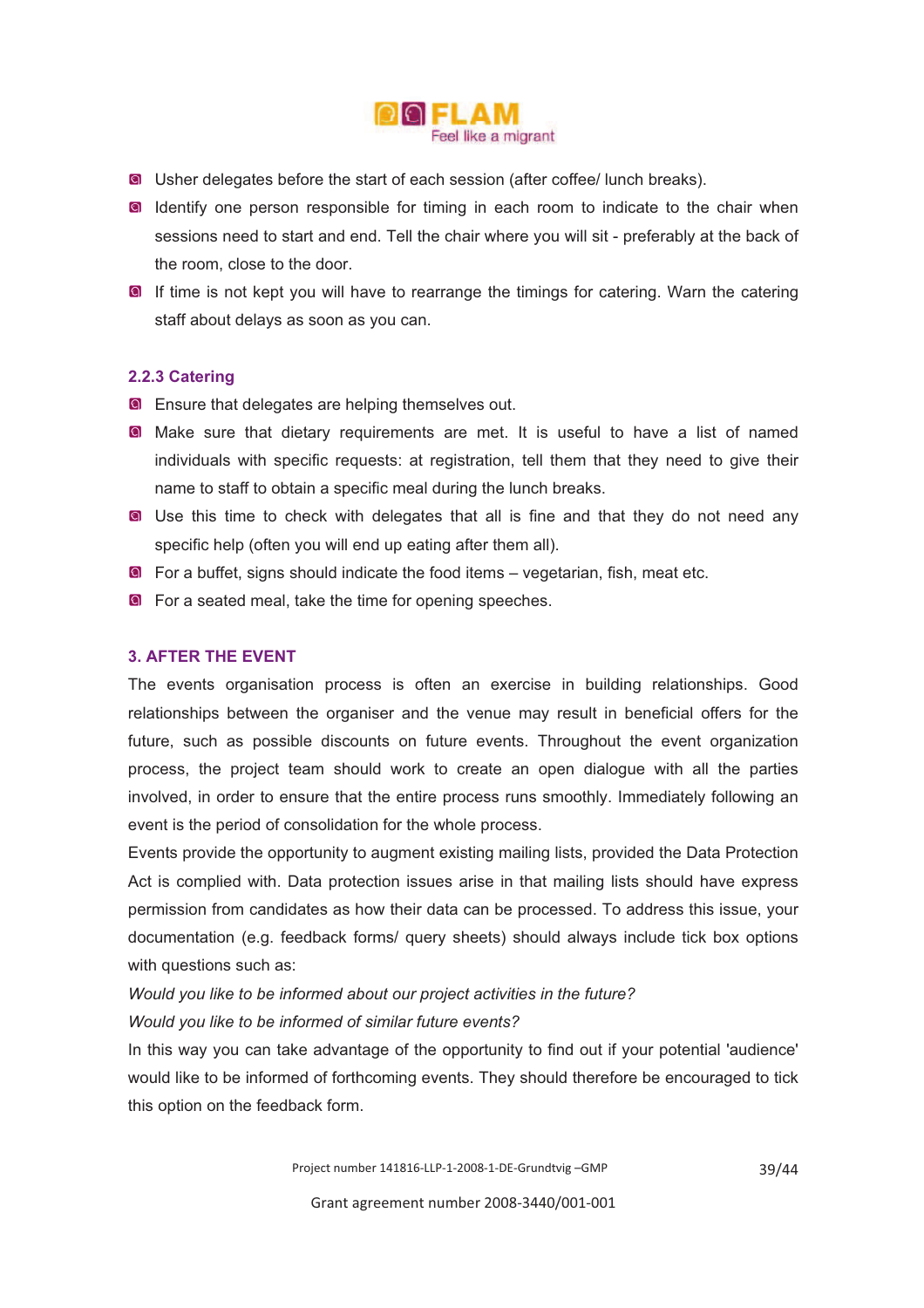- Usher delegates before the start of each session (after coffee/ lunch breaks).
- Identify one person responsible for timing in each room to indicate to the chair when sessions need to start and end. Tell the chair where you will sit - preferably at the back of the room, close to the door.
- If time is not kept you will have to rearrange the timings for catering. Warn the catering staff about delays as soon as you can.

### 2.2.3 Catering

- Ensure that delegates are helping themselves out.
- Make sure that dietary requirements are met. It is useful to have a list of named individuals with specific requests: at registration, tell them that they need to give their name to staff to obtain a specific meal during the lunch breaks.
- Use this time to check with delegates that all is fine and that they do not need any specific help (often you will end up eating after them all).
- For a buffet, signs should indicate the food items – vegetarian, fish, meat etc.
- For a seated meal, take the time for opening speeches.

## 3. AFTER THE EVENT

The events organisation process is often an exercise in building relationships. Good relationships between the organiser and the venue may result in beneficial offers for the future, such as possible discounts on future events. Throughout the event organization process, the project team should work to create an open dialogue with all the parties involved, in order to ensure that the entire process runs smoothly. Immediately following an event is the period of consolidation for the whole process.

Events provide the opportunity to augment existing mailing lists, provided the Data Protection Act is complied with. Data protection issues arise in that mailing lists should have express permission from candidates as how their data can be processed. To address this issue, your documentation (e.g. feedback forms/ query sheets) should always include tick box options with questions such as:

*Would you like to be informed about our project activities in the future?*

*Would you like to be informed of similar future events?*

In this way you can take advantage of the opportunity to find out if your potential 'audience' would like to be informed of forthcoming events. They should therefore be encouraged to tick this option on the feedback form.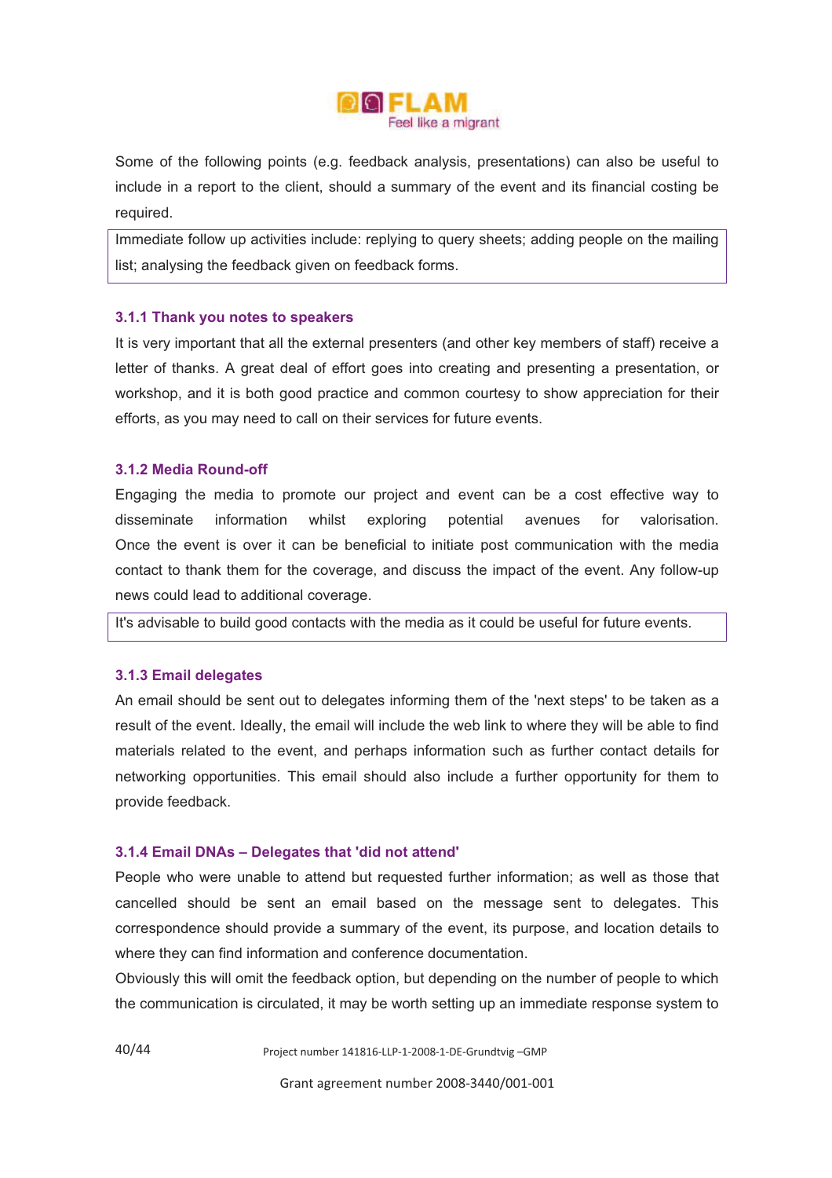Some of the following points (e.g. feedback analysis, presentations) can also be useful to include in a report to the client, should a summary of the event and its financial costing be required.

> Immediate follow up activities include: replying to query sheets; adding people on the mailing list; analysing the feedback given on feedback forms.

### 3.1.1 Thank you notes to speakers

It is very important that all the external presenters (and other key members of staff) receive a letter of thanks. A great deal of effort goes into creating and presenting a presentation, or workshop, and it is both good practice and common courtesy to show appreciation for their efforts, as you may need to call on their services for future events.

### 3.1.2 Media Round-off

Engaging the media to promote our project and event can be a cost effective way to disseminate information whilst exploring potential avenues for valorisation. Once the event is over it can be beneficial to initiate post communication with the media contact to thank them for the coverage, and discuss the impact of the event. Any follow-up news could lead to additional coverage.

> It's advisable to build good contacts with the media as it could be useful for future events.

### 3.1.3 Email delegates

An email should be sent out to delegates informing them of the 'next steps' to be taken as a result of the event. Ideally, the email will include the web link to where they will be able to find materials related to the event, and perhaps information such as further contact details for networking opportunities. This email should also include a further opportunity for them to provide feedback.

### 3.1.4 Email DNAs – Delegates that 'did not attend'

People who were unable to attend but requested further information; as well as those that cancelled should be sent an email based on the message sent to delegates. This correspondence should provide a summary of the event, its purpose, and location details to where they can find information and conference documentation.

Obviously this will omit the feedback option, but depending on the number of people to which the communication is circulated, it may be worth setting up an immediate response system to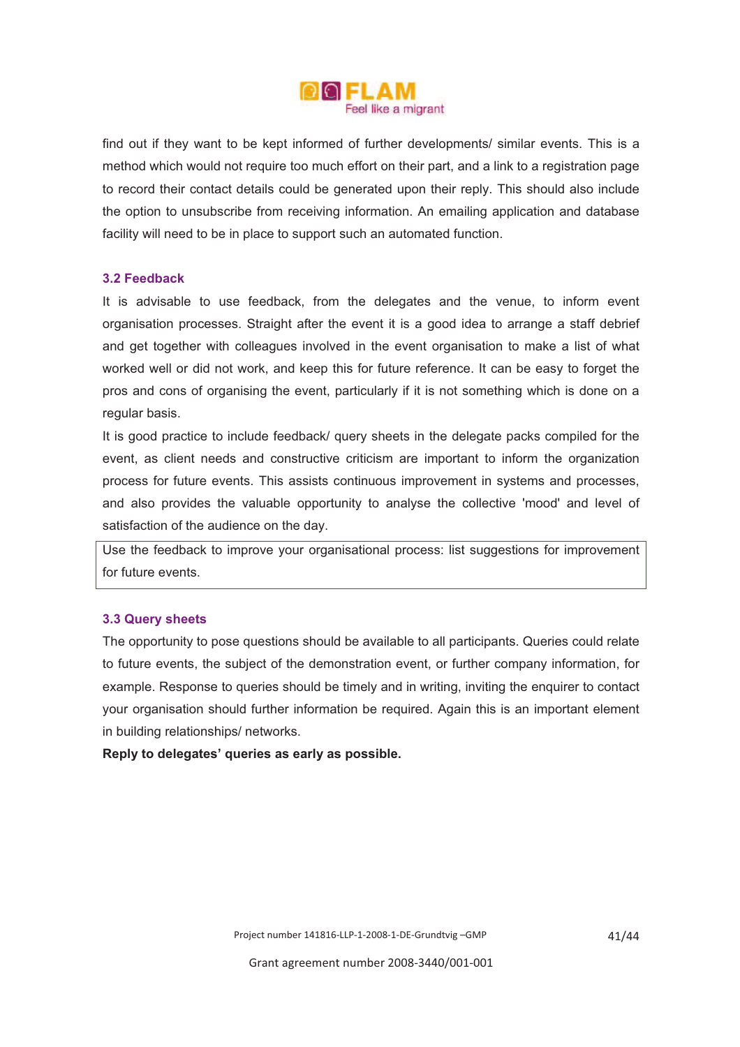find out if they want to be kept informed of further developments/ similar events. This is a method which would not require too much effort on their part, and a link to a registration page to record their contact details could be generated upon their reply. This should also include the option to unsubscribe from receiving information. An emailing application and database facility will need to be in place to support such an automated function.

### 3.2 Feedback

It is advisable to use feedback, from the delegates and the venue, to inform event organisation processes. Straight after the event it is a good idea to arrange a staff debrief and get together with colleagues involved in the event organisation to make a list of what worked well or did not work, and keep this for future reference. It can be easy to forget the pros and cons of organising the event, particularly if it is not something which is done on a regular basis.

It is good practice to include feedback/ query sheets in the delegate packs compiled for the event, as client needs and constructive criticism are important to inform the organization process for future events. This assists continuous improvement in systems and processes, and also provides the valuable opportunity to analyse the collective 'mood' and level of satisfaction of the audience on the day.

| |
|---|
| Use the feedback to improve your organisational process: list suggestions for improvement for future events. |

### 3.3 Query sheets

The opportunity to pose questions should be available to all participants. Queries could relate to future events, the subject of the demonstration event, or further company information, for example. Response to queries should be timely and in writing, inviting the enquirer to contact your organisation should further information be required. Again this is an important element in building relationships/ networks.

**Reply to delegates' queries as early as possible.**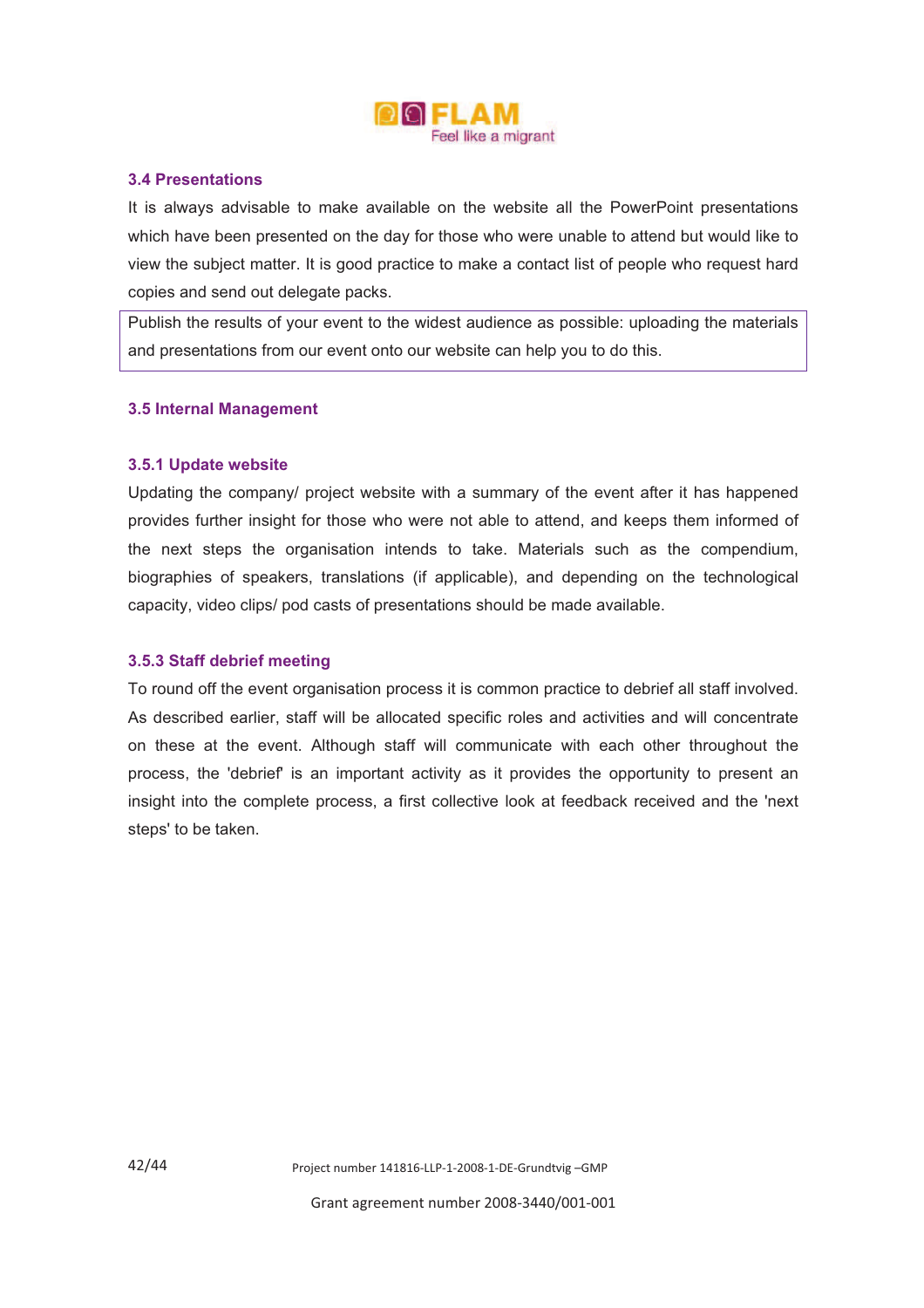### 3.4 Presentations

It is always advisable to make available on the website all the PowerPoint presentations which have been presented on the day for those who were unable to attend but would like to view the subject matter. It is good practice to make a contact list of people who request hard copies and send out delegate packs.

> Publish the results of your event to the widest audience as possible: uploading the materials and presentations from our event onto our website can help you to do this.

### 3.5 Internal Management

#### 3.5.1 Update website

Updating the company/ project website with a summary of the event after it has happened provides further insight for those who were not able to attend, and keeps them informed of the next steps the organisation intends to take. Materials such as the compendium, biographies of speakers, translations (if applicable), and depending on the technological capacity, video clips/ pod casts of presentations should be made available.

#### 3.5.3 Staff debrief meeting

To round off the event organisation process it is common practice to debrief all staff involved. As described earlier, staff will be allocated specific roles and activities and will concentrate on these at the event. Although staff will communicate with each other throughout the process, the 'debrief' is an important activity as it provides the opportunity to present an insight into the complete process, a first collective look at feedback received and the 'next steps' to be taken.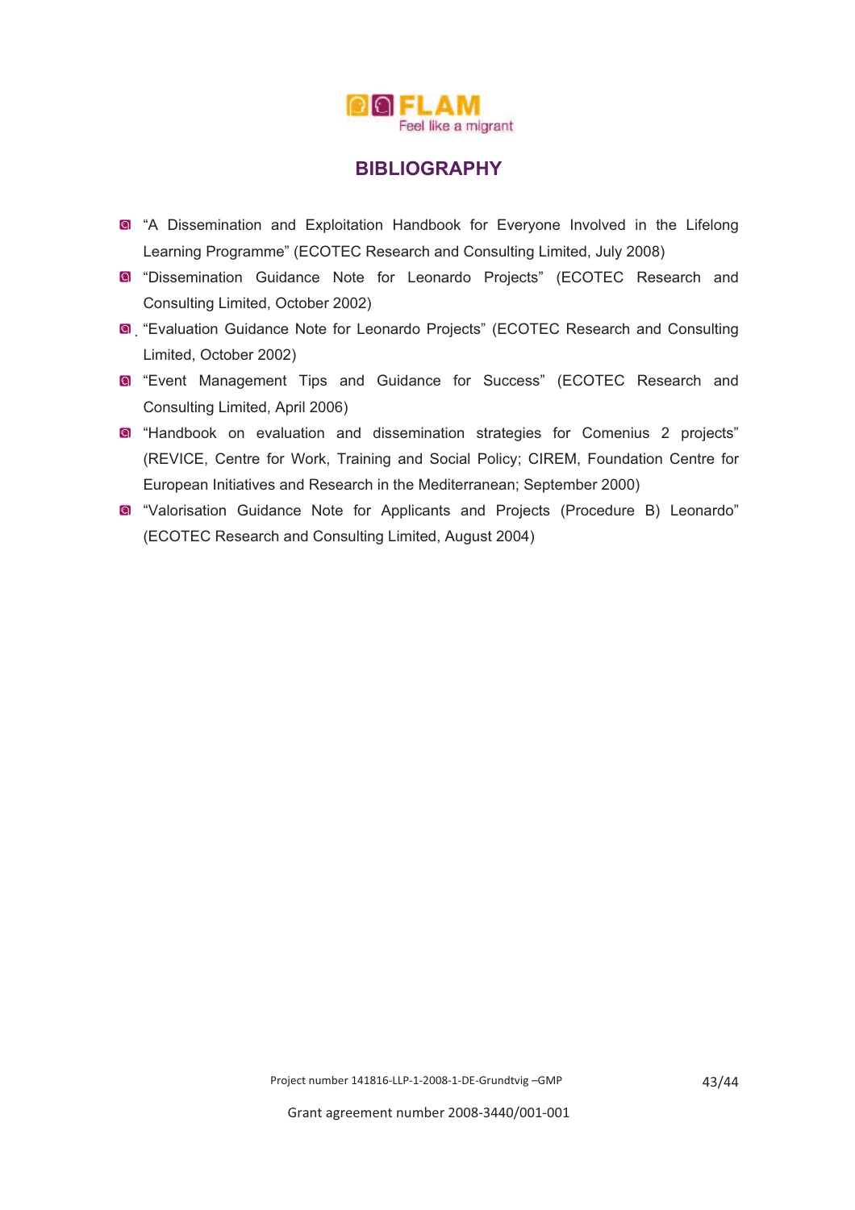## BIBLIOGRAPHY

- “A Dissemination and Exploitation Handbook for Everyone Involved in the Lifelong Learning Programme” (ECOTEC Research and Consulting Limited, July 2008)
- “Dissemination Guidance Note for Leonardo Projects” (ECOTEC Research and Consulting Limited, October 2002)
- “Evaluation Guidance Note for Leonardo Projects” (ECOTEC Research and Consulting Limited, October 2002)
- “Event Management Tips and Guidance for Success” (ECOTEC Research and Consulting Limited, April 2006)
- “Handbook on evaluation and dissemination strategies for Comenius 2 projects” (REVICE, Centre for Work, Training and Social Policy; CIREM, Foundation Centre for European Initiatives and Research in the Mediterranean; September 2000)
- “Valorisation Guidance Note for Applicants and Projects (Procedure B) Leonardo” (ECOTEC Research and Consulting Limited, August 2004)